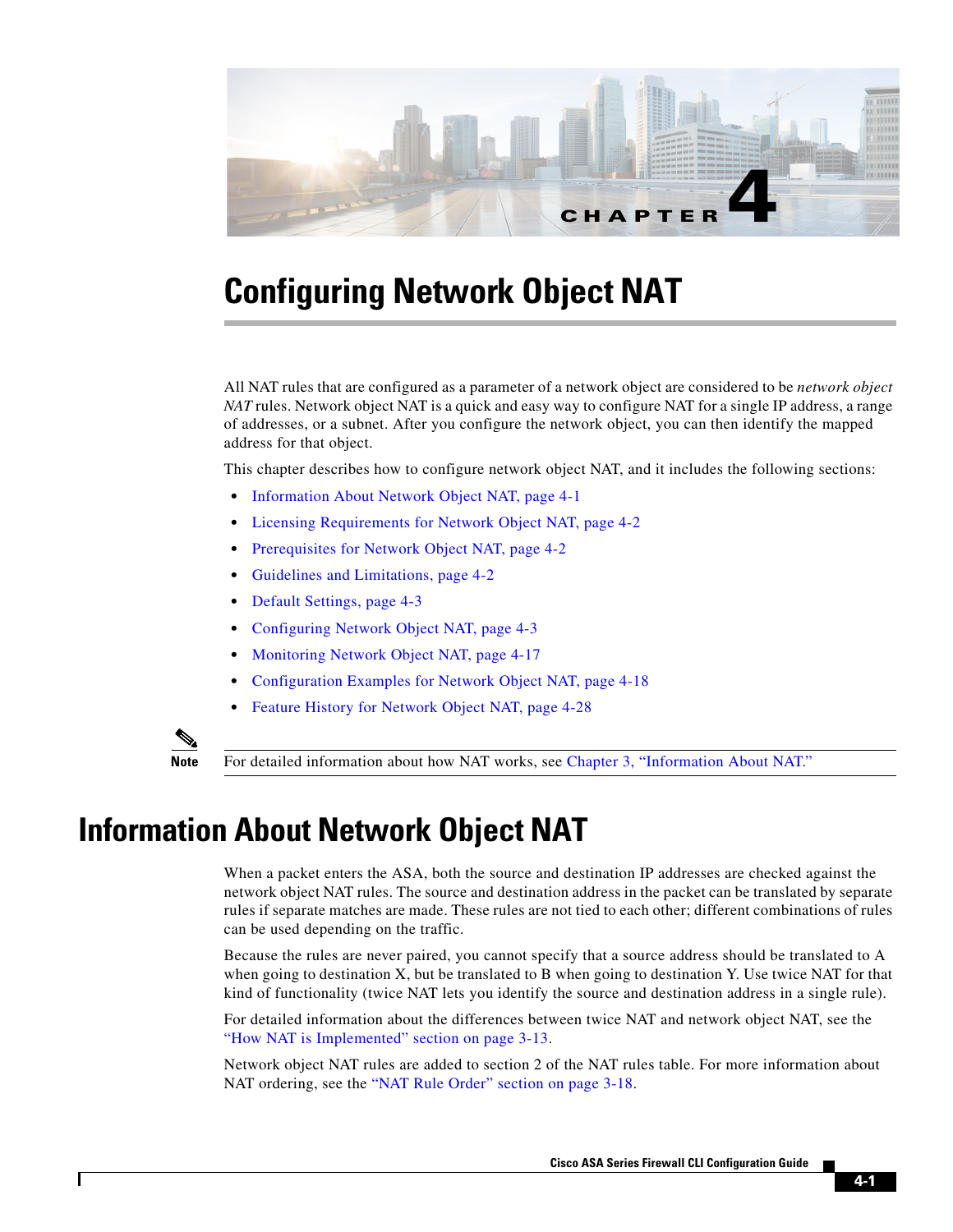CHAPTER 4

# Configuring Network Object NAT

All NAT rules that are configured as a parameter of a network object are considered to be *network object NAT* rules. Network object NAT is a quick and easy way to configure NAT for a single IP address, a range of addresses, or a subnet. After you configure the network object, you can then identify the mapped address for that object.

This chapter describes how to configure network object NAT, and it includes the following sections:

- Information About Network Object NAT, page 4-1
- Licensing Requirements for Network Object NAT, page 4-2
- Prerequisites for Network Object NAT, page 4-2
- Guidelines and Limitations, page 4-2
- Default Settings, page 4-3
- Configuring Network Object NAT, page 4-3
- Monitoring Network Object NAT, page 4-17
- Configuration Examples for Network Object NAT, page 4-18
- Feature History for Network Object NAT, page 4-28

**Note** For detailed information about how NAT works, see Chapter 3, "Information About NAT."

## Information About Network Object NAT

When a packet enters the ASA, both the source and destination IP addresses are checked against the network object NAT rules. The source and destination address in the packet can be translated by separate rules if separate matches are made. These rules are not tied to each other; different combinations of rules can be used depending on the traffic.

Because the rules are never paired, you cannot specify that a source address should be translated to A when going to destination X, but be translated to B when going to destination Y. Use twice NAT for that kind of functionality (twice NAT lets you identify the source and destination address in a single rule).

For detailed information about the differences between twice NAT and network object NAT, see the "How NAT is Implemented" section on page 3-13.

Network object NAT rules are added to section 2 of the NAT rules table. For more information about NAT ordering, see the "NAT Rule Order" section on page 3-18.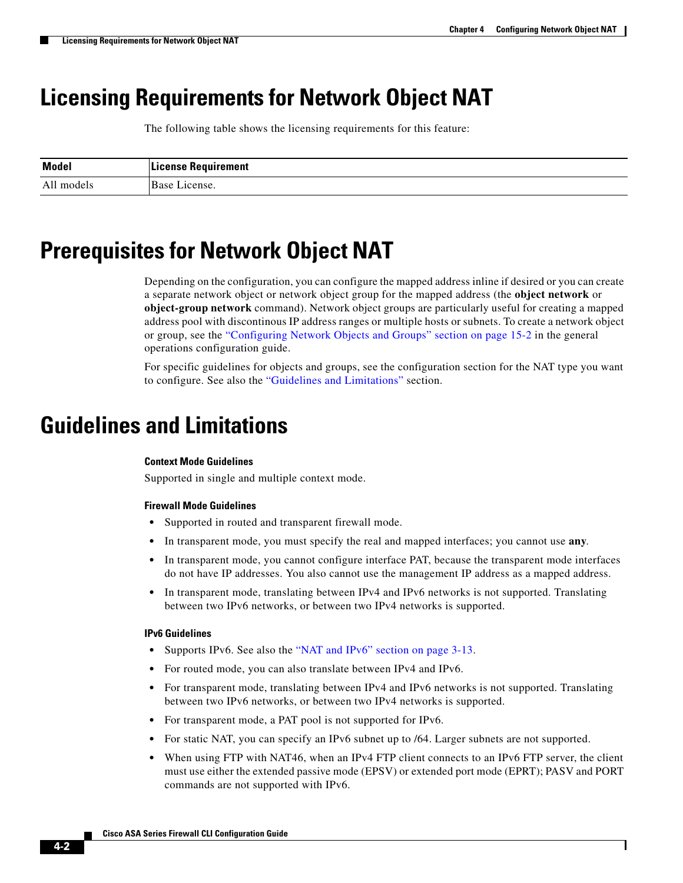# Licensing Requirements for Network Object NAT

The following table shows the licensing requirements for this feature:

| Model | License Requirement |
| --- | --- |
| All models | Base License. |

# Prerequisites for Network Object NAT

Depending on the configuration, you can configure the mapped address inline if desired or you can create a separate network object or network object group for the mapped address (the **object network** or **object-group network** command). Network object groups are particularly useful for creating a mapped address pool with discontinous IP address ranges or multiple hosts or subnets. To create a network object or group, see the "Configuring Network Objects and Groups" section on page 15-2 in the general operations configuration guide.

For specific guidelines for objects and groups, see the configuration section for the NAT type you want to configure. See also the "Guidelines and Limitations" section.

# Guidelines and Limitations

### Context Mode Guidelines

Supported in single and multiple context mode.

### Firewall Mode Guidelines

- Supported in routed and transparent firewall mode.
- In transparent mode, you must specify the real and mapped interfaces; you cannot use **any**.
- In transparent mode, you cannot configure interface PAT, because the transparent mode interfaces do not have IP addresses. You also cannot use the management IP address as a mapped address.
- In transparent mode, translating between IPv4 and IPv6 networks is not supported. Translating between two IPv6 networks, or between two IPv4 networks is supported.

### IPv6 Guidelines

- Supports IPv6. See also the "NAT and IPv6" section on page 3-13.
- For routed mode, you can also translate between IPv4 and IPv6.
- For transparent mode, translating between IPv4 and IPv6 networks is not supported. Translating between two IPv6 networks, or between two IPv4 networks is supported.
- For transparent mode, a PAT pool is not supported for IPv6.
- For static NAT, you can specify an IPv6 subnet up to /64. Larger subnets are not supported.
- When using FTP with NAT46, when an IPv4 FTP client connects to an IPv6 FTP server, the client must use either the extended passive mode (EPSV) or extended port mode (EPRT); PASV and PORT commands are not supported with IPv6.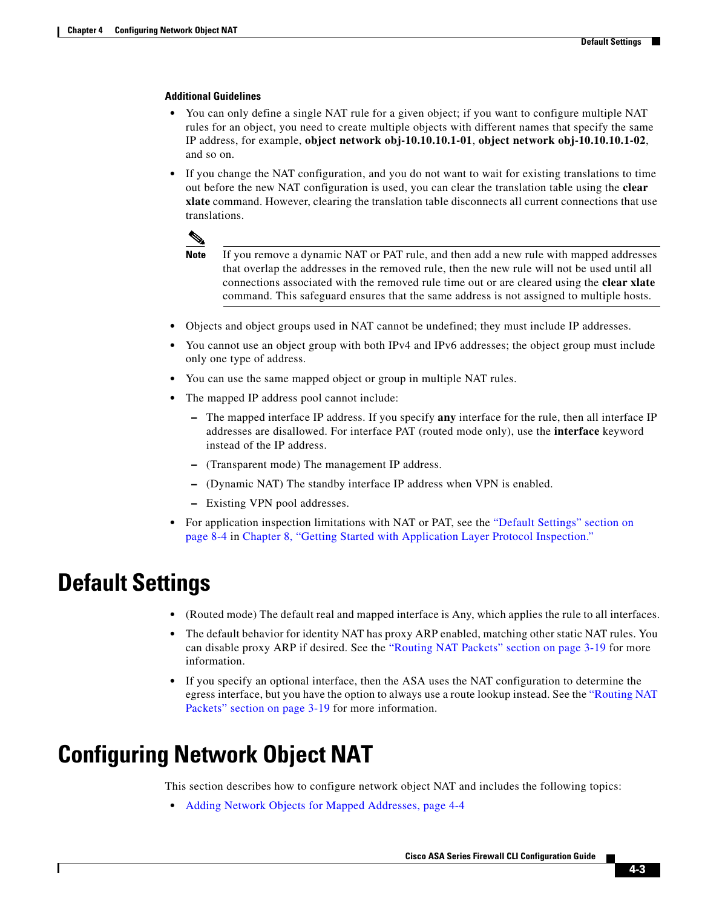### Additional Guidelines

- You can only define a single NAT rule for a given object; if you want to configure multiple NAT rules for an object, you need to create multiple objects with different names that specify the same IP address, for example, **object network obj-10.10.10.1-01**, **object network obj-10.10.10.1-02**, and so on.
- If you change the NAT configuration, and you do not want to wait for existing translations to time out before the new NAT configuration is used, you can clear the translation table using the **clear xlate** command. However, clearing the translation table disconnects all current connections that use translations.

> **Note** If you remove a dynamic NAT or PAT rule, and then add a new rule with mapped addresses that overlap the addresses in the removed rule, then the new rule will not be used until all connections associated with the removed rule time out or are cleared using the **clear xlate** command. This safeguard ensures that the same address is not assigned to multiple hosts.

- Objects and object groups used in NAT cannot be undefined; they must include IP addresses.
- You cannot use an object group with both IPv4 and IPv6 addresses; the object group must include only one type of address.
- You can use the same mapped object or group in multiple NAT rules.
- The mapped IP address pool cannot include:
  - The mapped interface IP address. If you specify **any** interface for the rule, then all interface IP addresses are disallowed. For interface PAT (routed mode only), use the **interface** keyword instead of the IP address.
  - (Transparent mode) The management IP address.
  - (Dynamic NAT) The standby interface IP address when VPN is enabled.
  - Existing VPN pool addresses.
- For application inspection limitations with NAT or PAT, see the "Default Settings" section on page 8-4 in Chapter 8, "Getting Started with Application Layer Protocol Inspection."

# Default Settings

- (Routed mode) The default real and mapped interface is Any, which applies the rule to all interfaces.
- The default behavior for identity NAT has proxy ARP enabled, matching other static NAT rules. You can disable proxy ARP if desired. See the "Routing NAT Packets" section on page 3-19 for more information.
- If you specify an optional interface, then the ASA uses the NAT configuration to determine the egress interface, but you have the option to always use a route lookup instead. See the "Routing NAT Packets" section on page 3-19 for more information.

# Configuring Network Object NAT

This section describes how to configure network object NAT and includes the following topics:

- Adding Network Objects for Mapped Addresses, page 4-4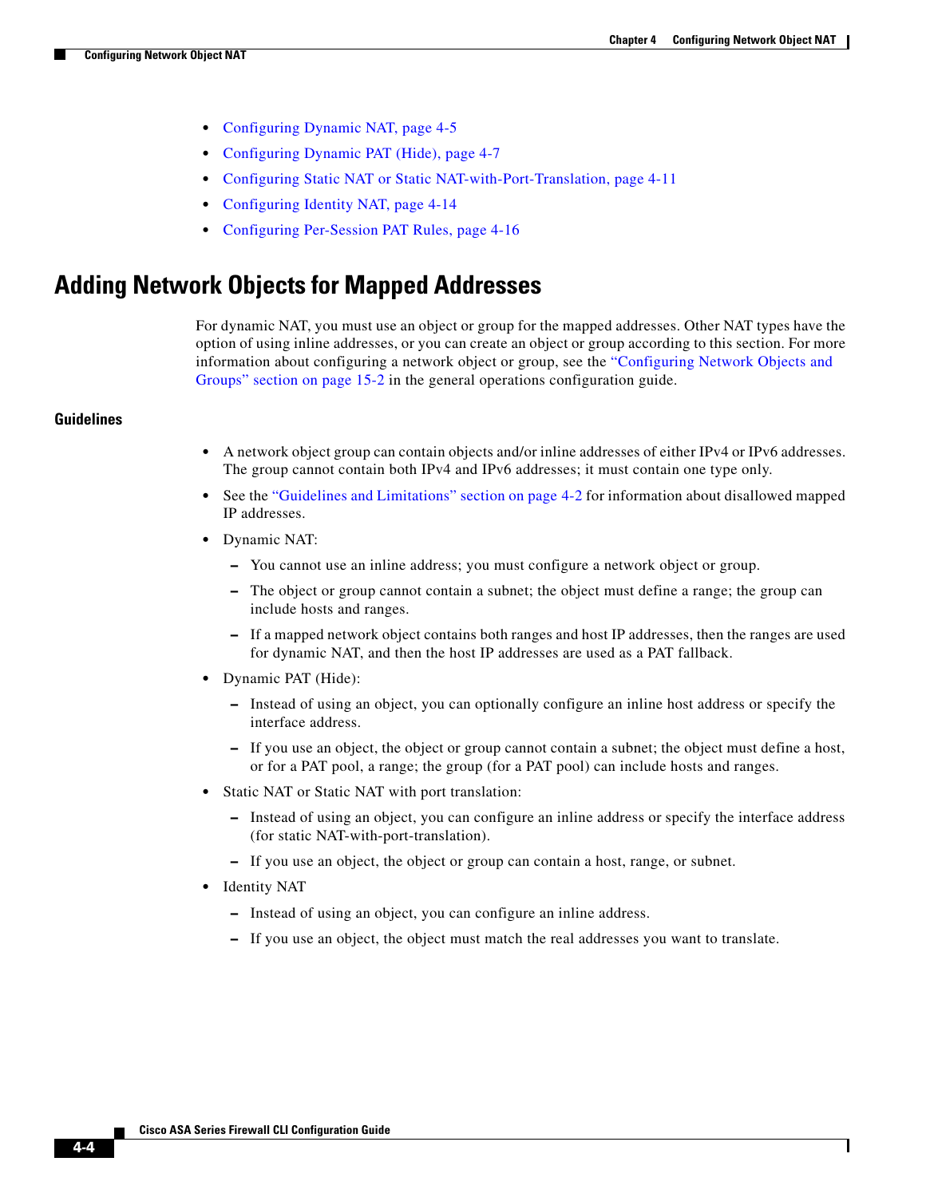- Configuring Dynamic NAT, page 4-5
- Configuring Dynamic PAT (Hide), page 4-7
- Configuring Static NAT or Static NAT-with-Port-Translation, page 4-11
- Configuring Identity NAT, page 4-14
- Configuring Per-Session PAT Rules, page 4-16

# Adding Network Objects for Mapped Addresses

For dynamic NAT, you must use an object or group for the mapped addresses. Other NAT types have the option of using inline addresses, or you can create an object or group according to this section. For more information about configuring a network object or group, see the "Configuring Network Objects and Groups" section on page 15-2 in the general operations configuration guide.

### Guidelines

- A network object group can contain objects and/or inline addresses of either IPv4 or IPv6 addresses. The group cannot contain both IPv4 and IPv6 addresses; it must contain one type only.
- See the "Guidelines and Limitations" section on page 4-2 for information about disallowed mapped IP addresses.
- Dynamic NAT:
  - You cannot use an inline address; you must configure a network object or group.
  - The object or group cannot contain a subnet; the object must define a range; the group can include hosts and ranges.
  - If a mapped network object contains both ranges and host IP addresses, then the ranges are used for dynamic NAT, and then the host IP addresses are used as a PAT fallback.
- Dynamic PAT (Hide):
  - Instead of using an object, you can optionally configure an inline host address or specify the interface address.
  - If you use an object, the object or group cannot contain a subnet; the object must define a host, or for a PAT pool, a range; the group (for a PAT pool) can include hosts and ranges.
- Static NAT or Static NAT with port translation:
  - Instead of using an object, you can configure an inline address or specify the interface address (for static NAT-with-port-translation).
  - If you use an object, the object or group can contain a host, range, or subnet.
- Identity NAT
  - Instead of using an object, you can configure an inline address.
  - If you use an object, the object must match the real addresses you want to translate.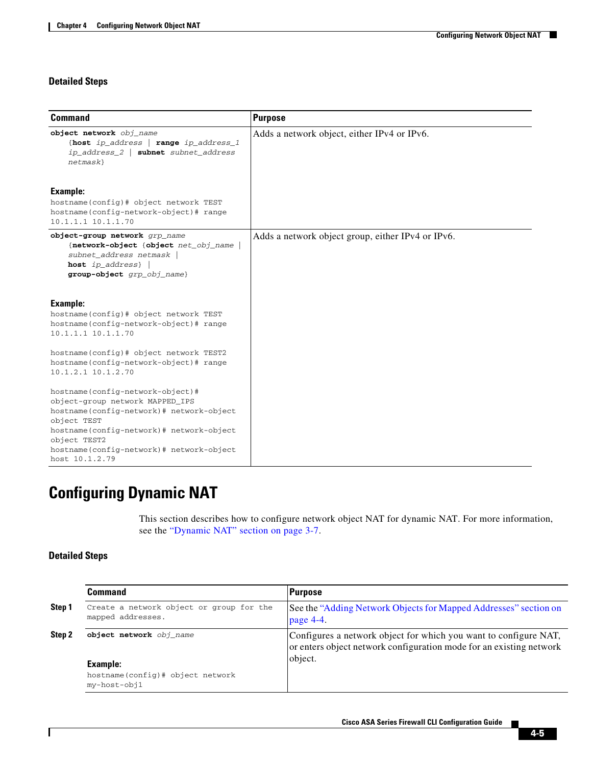### Detailed Steps

| Command | Purpose |
|---|---|
| **object network** *obj_name* {**host** *ip_address* \| **range** *ip_address_1* *ip_address_2* \| **subnet** *subnet_address netmask*}<br><br>**Example:**<br>`hostname(config)# object network TEST`<br>`hostname(config-network-object)# range 10.1.1.1 10.1.1.70` | Adds a network object, either IPv4 or IPv6. |
| **object-group network** *grp_name* {**network-object** {**object** *net_obj_name* \| *subnet_address netmask* \| **host** *ip_address*} \| **group-object** *grp_obj_name*}<br><br>**Example:**<br>`hostname(config)# object network TEST`<br>`hostname(config-network-object)# range 10.1.1.1 10.1.1.70`<br><br>`hostname(config)# object network TEST2`<br>`hostname(config-network-object)# range 10.1.2.1 10.1.2.70`<br><br>`hostname(config-network-object)# object-group network MAPPED_IPS`<br>`hostname(config-network)# network-object object TEST`<br>`hostname(config-network)# network-object object TEST2`<br>`hostname(config-network)# network-object host 10.1.2.79` | Adds a network object group, either IPv4 or IPv6. |

## Configuring Dynamic NAT

This section describes how to configure network object NAT for dynamic NAT. For more information, see the "Dynamic NAT" section on page 3-7.

### Detailed Steps

| | Command | Purpose |
|---|---|---|
| **Step 1** | Create a network object or group for the mapped addresses. | See the "Adding Network Objects for Mapped Addresses" section on page 4-4. |
| **Step 2** | **object network** *obj_name*<br><br>**Example:**<br>`hostname(config)# object network my-host-obj1` | Configures a network object for which you want to configure NAT, or enters object network configuration mode for an existing network object. |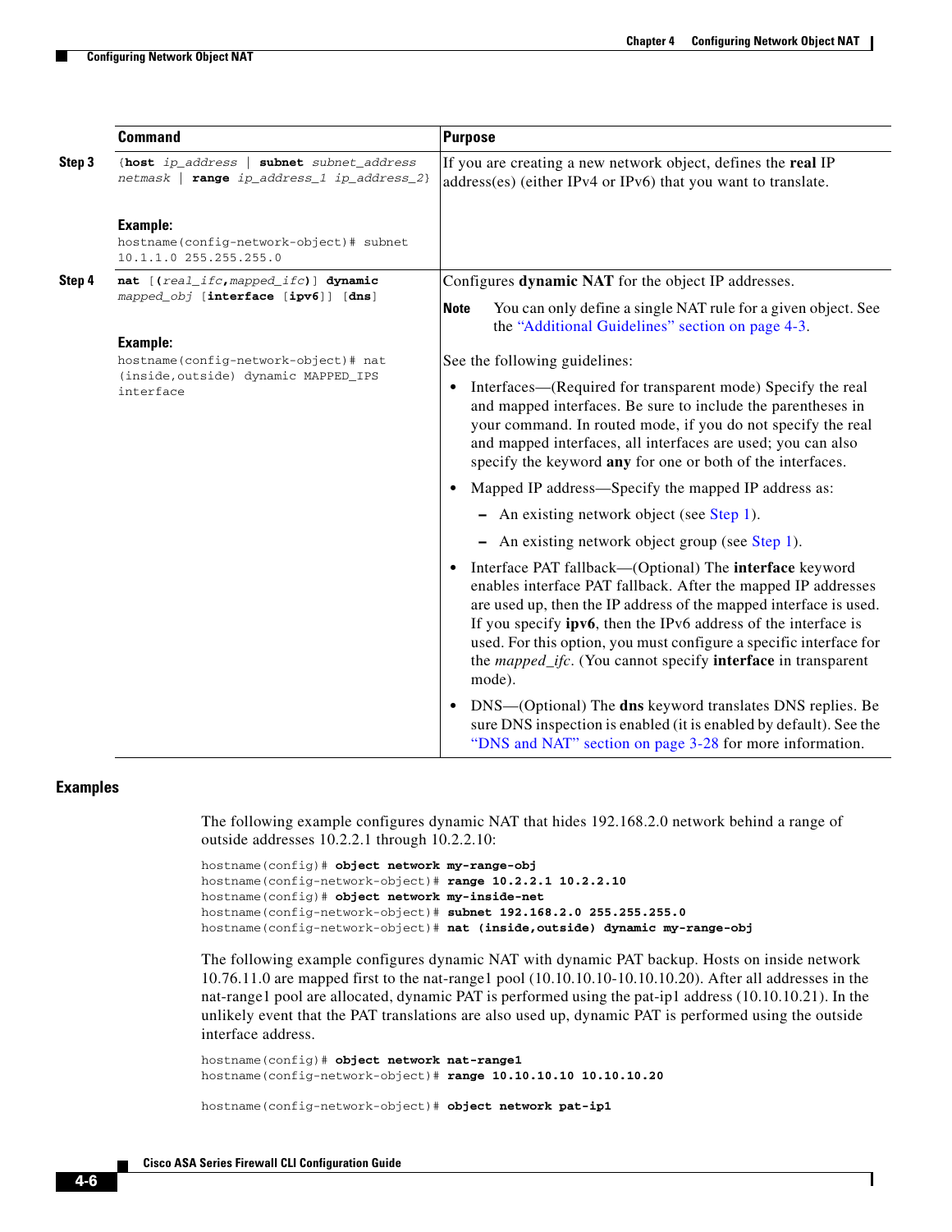| | Command | Purpose |
|---|---|---|
| **Step 3** | {**host** *ip_address* \| **subnet** *subnet_address netmask* \| **range** *ip_address_1 ip_address_2*}<br><br>**Example:**<br>`hostname(config-network-object)# subnet 10.1.1.0 255.255.255.0` | If you are creating a new network object, defines the **real** IP address(es) (either IPv4 or IPv6) that you want to translate. |
| **Step 4** | **nat** [**(***real_ifc***,***mapped_ifc***)**] **dynamic** *mapped_obj* [**interface** [**ipv6**]] [**dns**]<br><br>**Example:**<br>`hostname(config-network-object)# nat (inside,outside) dynamic MAPPED_IPS interface` | Configures **dynamic NAT** for the object IP addresses.<br><br>**Note** You can only define a single NAT rule for a given object. See the "Additional Guidelines" section on page 4-3.<br><br>See the following guidelines:<br><br>• Interfaces—(Required for transparent mode) Specify the real and mapped interfaces. Be sure to include the parentheses in your command. In routed mode, if you do not specify the real and mapped interfaces, all interfaces are used; you can also specify the keyword **any** for one or both of the interfaces.<br><br>• Mapped IP address—Specify the mapped IP address as:<br>  – An existing network object (see Step 1).<br>  – An existing network object group (see Step 1).<br><br>• Interface PAT fallback—(Optional) The **interface** keyword enables interface PAT fallback. After the mapped IP addresses are used up, then the IP address of the mapped interface is used. If you specify **ipv6**, then the IPv6 address of the interface is used. For this option, you must configure a specific interface for the *mapped_ifc*. (You cannot specify **interface** in transparent mode).<br><br>• DNS—(Optional) The **dns** keyword translates DNS replies. Be sure DNS inspection is enabled (it is enabled by default). See the "DNS and NAT" section on page 3-28 for more information. |

## Examples

The following example configures dynamic NAT that hides 192.168.2.0 network behind a range of outside addresses 10.2.2.1 through 10.2.2.10:

```
hostname(config)# object network my-range-obj
hostname(config-network-object)# range 10.2.2.1 10.2.2.10
hostname(config)# object network my-inside-net
hostname(config-network-object)# subnet 192.168.2.0 255.255.255.0
hostname(config-network-object)# nat (inside,outside) dynamic my-range-obj
```

The following example configures dynamic NAT with dynamic PAT backup. Hosts on inside network 10.76.11.0 are mapped first to the nat-range1 pool (10.10.10.10-10.10.10.20). After all addresses in the nat-range1 pool are allocated, dynamic PAT is performed using the pat-ip1 address (10.10.10.21). In the unlikely event that the PAT translations are also used up, dynamic PAT is performed using the outside interface address.

```
hostname(config)# object network nat-range1
hostname(config-network-object)# range 10.10.10.10 10.10.10.20

hostname(config-network-object)# object network pat-ip1
```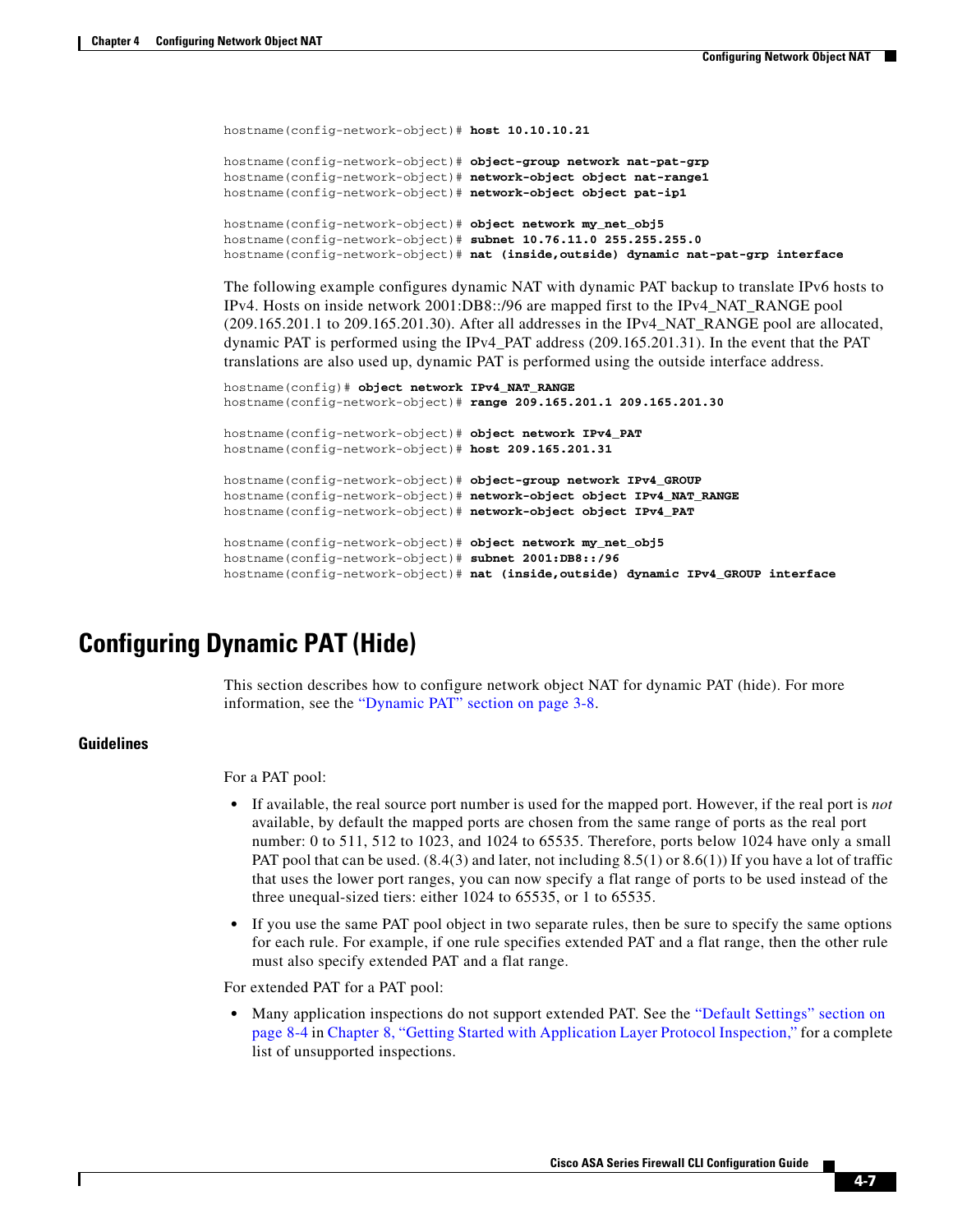```
hostname(config-network-object)# host 10.10.10.21

hostname(config-network-object)# object-group network nat-pat-grp
hostname(config-network-object)# network-object object nat-range1
hostname(config-network-object)# network-object object pat-ip1

hostname(config-network-object)# object network my_net_obj5
hostname(config-network-object)# subnet 10.76.11.0 255.255.255.0
hostname(config-network-object)# nat (inside,outside) dynamic nat-pat-grp interface
```

The following example configures dynamic NAT with dynamic PAT backup to translate IPv6 hosts to IPv4. Hosts on inside network 2001:DB8::/96 are mapped first to the IPv4_NAT_RANGE pool (209.165.201.1 to 209.165.201.30). After all addresses in the IPv4_NAT_RANGE pool are allocated, dynamic PAT is performed using the IPv4_PAT address (209.165.201.31). In the event that the PAT translations are also used up, dynamic PAT is performed using the outside interface address.

```
hostname(config)# object network IPv4_NAT_RANGE
hostname(config-network-object)# range 209.165.201.1 209.165.201.30

hostname(config-network-object)# object network IPv4_PAT
hostname(config-network-object)# host 209.165.201.31

hostname(config-network-object)# object-group network IPv4_GROUP
hostname(config-network-object)# network-object object IPv4_NAT_RANGE
hostname(config-network-object)# network-object object IPv4_PAT

hostname(config-network-object)# object network my_net_obj5
hostname(config-network-object)# subnet 2001:DB8::/96
hostname(config-network-object)# nat (inside,outside) dynamic IPv4_GROUP interface
```

# Configuring Dynamic PAT (Hide)

This section describes how to configure network object NAT for dynamic PAT (hide). For more information, see the "Dynamic PAT" section on page 3-8.

### Guidelines

For a PAT pool:

- If available, the real source port number is used for the mapped port. However, if the real port is *not* available, by default the mapped ports are chosen from the same range of ports as the real port number: 0 to 511, 512 to 1023, and 1024 to 65535. Therefore, ports below 1024 have only a small PAT pool that can be used. (8.4(3) and later, not including 8.5(1) or 8.6(1)) If you have a lot of traffic that uses the lower port ranges, you can now specify a flat range of ports to be used instead of the three unequal-sized tiers: either 1024 to 65535, or 1 to 65535.
- If you use the same PAT pool object in two separate rules, then be sure to specify the same options for each rule. For example, if one rule specifies extended PAT and a flat range, then the other rule must also specify extended PAT and a flat range.

For extended PAT for a PAT pool:

- Many application inspections do not support extended PAT. See the "Default Settings" section on page 8-4 in Chapter 8, "Getting Started with Application Layer Protocol Inspection," for a complete list of unsupported inspections.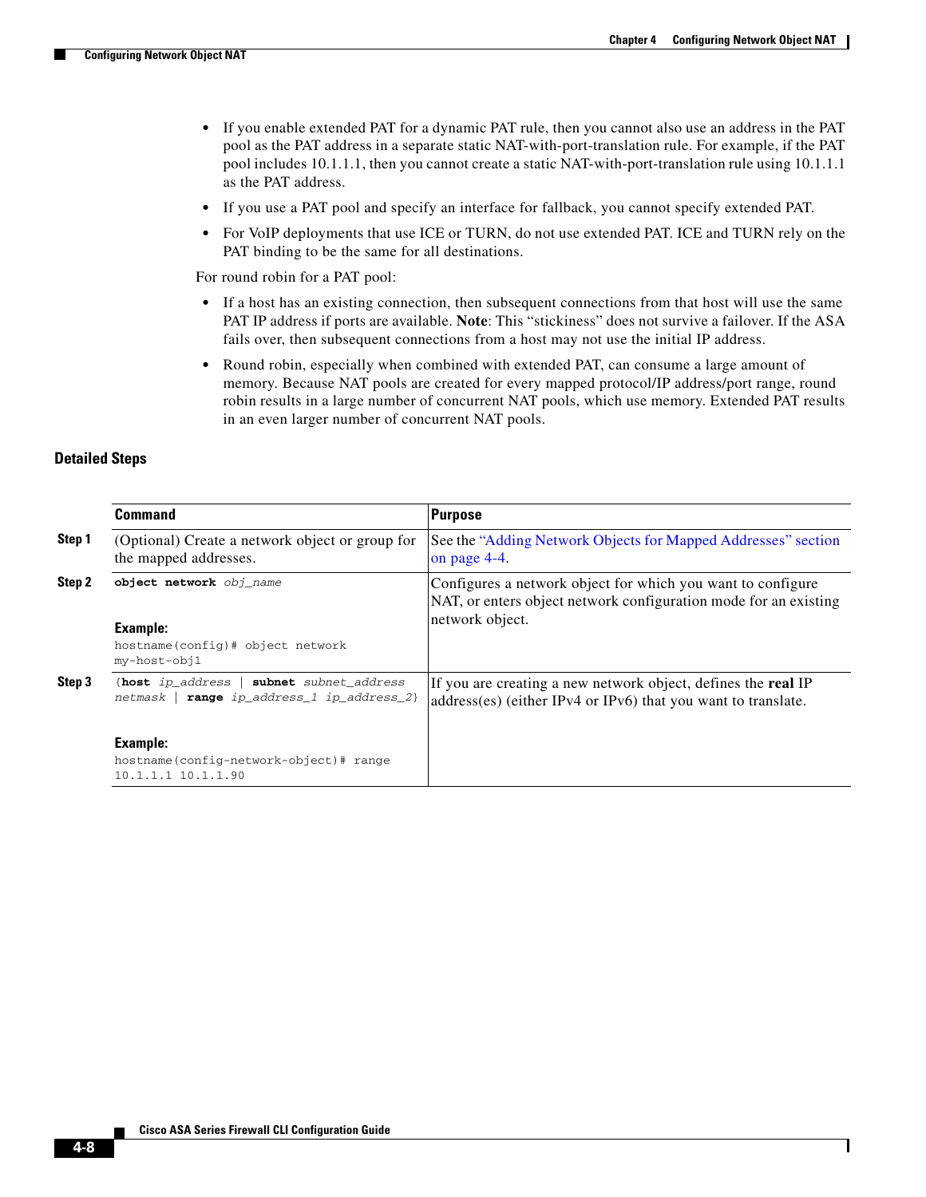- If you enable extended PAT for a dynamic PAT rule, then you cannot also use an address in the PAT pool as the PAT address in a separate static NAT-with-port-translation rule. For example, if the PAT pool includes 10.1.1.1, then you cannot create a static NAT-with-port-translation rule using 10.1.1.1 as the PAT address.
- If you use a PAT pool and specify an interface for fallback, you cannot specify extended PAT.
- For VoIP deployments that use ICE or TURN, do not use extended PAT. ICE and TURN rely on the PAT binding to be the same for all destinations.

For round robin for a PAT pool:

- If a host has an existing connection, then subsequent connections from that host will use the same PAT IP address if ports are available. **Note**: This "stickiness" does not survive a failover. If the ASA fails over, then subsequent connections from a host may not use the initial IP address.
- Round robin, especially when combined with extended PAT, can consume a large amount of memory. Because NAT pools are created for every mapped protocol/IP address/port range, round robin results in a large number of concurrent NAT pools, which use memory. Extended PAT results in an even larger number of concurrent NAT pools.

### Detailed Steps

| | Command | Purpose |
|---|---|---|
| **Step 1** | (Optional) Create a network object or group for the mapped addresses. | See the "Adding Network Objects for Mapped Addresses" section on page 4-4. |
| **Step 2** | **object network** *obj_name*<br><br>**Example:**<br>`hostname(config)# object network my-host-obj1` | Configures a network object for which you want to configure NAT, or enters object network configuration mode for an existing network object. |
| **Step 3** | {**host** *ip_address* \| **subnet** *subnet_address netmask* \| **range** *ip_address_1 ip_address_2*}<br><br>**Example:**<br>`hostname(config-network-object)# range 10.1.1.1 10.1.1.90` | If you are creating a new network object, defines the **real** IP address(es) (either IPv4 or IPv6) that you want to translate. |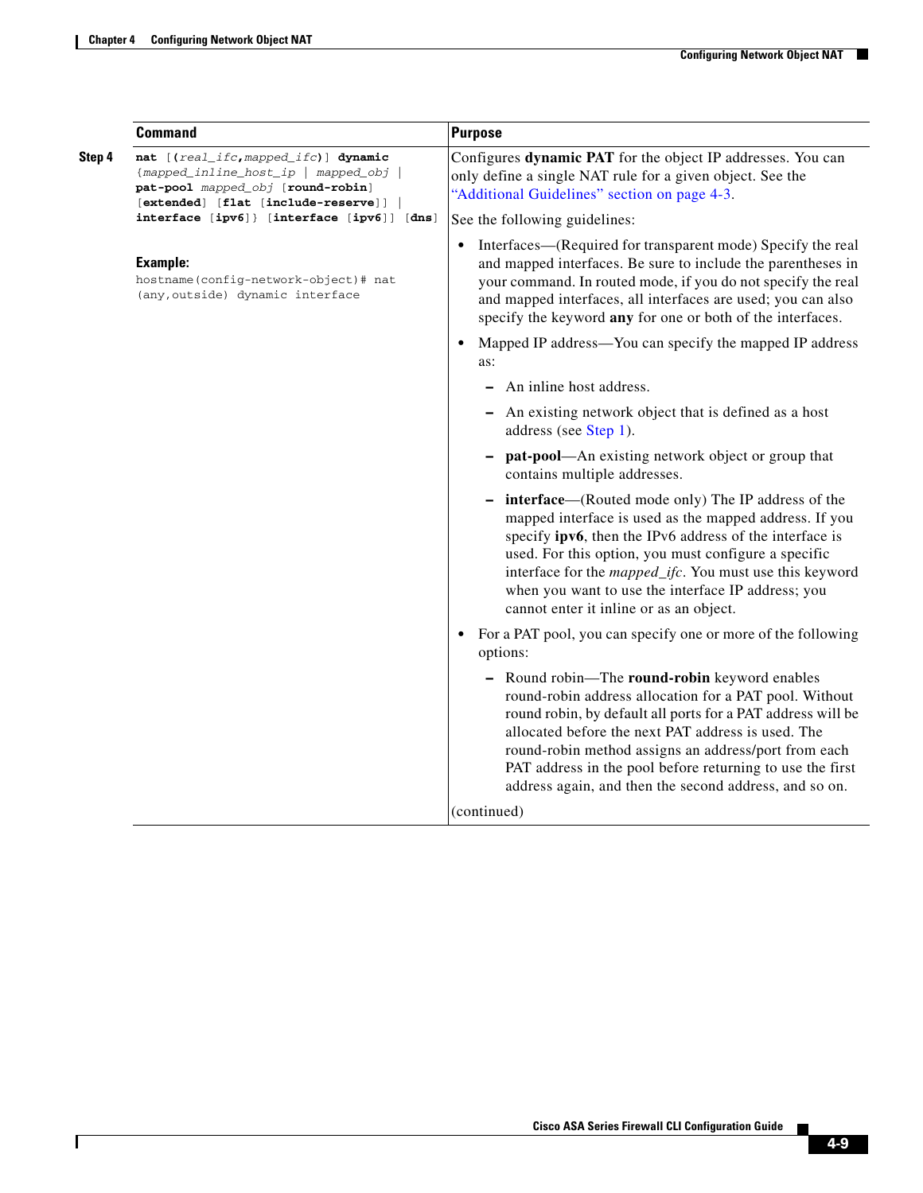| | Command | Purpose |
|---|---|---|
| **Step 4** | **nat** [**(***real_ifc***,***mapped_ifc***)**] **dynamic** {*mapped_inline_host_ip* \| *mapped_obj* \| **pat-pool** *mapped_obj* [**round-robin**] [**extended**] [**flat** [**include-reserve**]] \| **interface** [**ipv6**]} [**interface** [**ipv6**]] [**dns**]<br><br>**Example:**<br>`hostname(config-network-object)# nat (any,outside) dynamic interface` | Configures **dynamic PAT** for the object IP addresses. You can only define a single NAT rule for a given object. See the "Additional Guidelines" section on page 4-3.<br><br>See the following guidelines:<br><br>• Interfaces—(Required for transparent mode) Specify the real and mapped interfaces. Be sure to include the parentheses in your command. In routed mode, if you do not specify the real and mapped interfaces, all interfaces are used; you can also specify the keyword **any** for one or both of the interfaces.<br><br>• Mapped IP address—You can specify the mapped IP address as:<br>– An inline host address.<br>– An existing network object that is defined as a host address (see Step 1).<br>– **pat-pool**—An existing network object or group that contains multiple addresses.<br>– **interface**—(Routed mode only) The IP address of the mapped interface is used as the mapped address. If you specify **ipv6**, then the IPv6 address of the interface is used. For this option, you must configure a specific interface for the *mapped_ifc*. You must use this keyword when you want to use the interface IP address; you cannot enter it inline or as an object.<br><br>• For a PAT pool, you can specify one or more of the following options:<br>– Round robin—The **round-robin** keyword enables round-robin address allocation for a PAT pool. Without round robin, by default all ports for a PAT address will be allocated before the next PAT address is used. The round-robin method assigns an address/port from each PAT address in the pool before returning to use the first address again, and then the second address, and so on.<br><br>(continued) |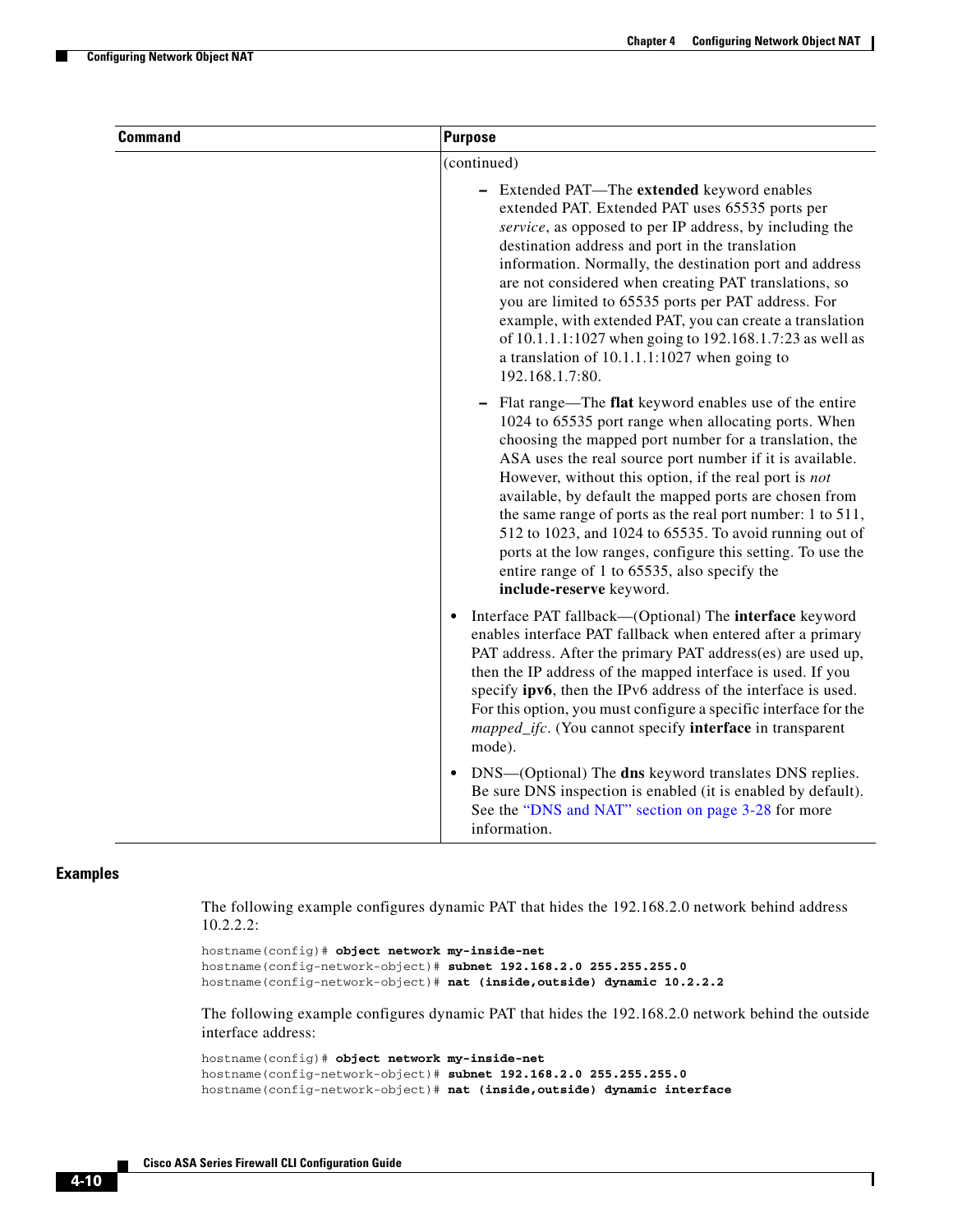| Command | Purpose |
|---|---|
| | (continued)<br><br>– Extended PAT—The **extended** keyword enables extended PAT. Extended PAT uses 65535 ports per *service*, as opposed to per IP address, by including the destination address and port in the translation information. Normally, the destination port and address are not considered when creating PAT translations, so you are limited to 65535 ports per PAT address. For example, with extended PAT, you can create a translation of 10.1.1.1:1027 when going to 192.168.1.7:23 as well as a translation of 10.1.1.1:1027 when going to 192.168.1.7:80.<br><br>– Flat range—The **flat** keyword enables use of the entire 1024 to 65535 port range when allocating ports. When choosing the mapped port number for a translation, the ASA uses the real source port number if it is available. However, without this option, if the real port is *not* available, by default the mapped ports are chosen from the same range of ports as the real port number: 1 to 511, 512 to 1023, and 1024 to 65535. To avoid running out of ports at the low ranges, configure this setting. To use the entire range of 1 to 65535, also specify the **include-reserve** keyword.<br><br>• Interface PAT fallback—(Optional) The **interface** keyword enables interface PAT fallback when entered after a primary PAT address. After the primary PAT address(es) are used up, then the IP address of the mapped interface is used. If you specify **ipv6**, then the IPv6 address of the interface is used. For this option, you must configure a specific interface for the *mapped_ifc*. (You cannot specify **interface** in transparent mode).<br><br>• DNS—(Optional) The **dns** keyword translates DNS replies. Be sure DNS inspection is enabled (it is enabled by default). See the "DNS and NAT" section on page 3-28 for more information. |

## Examples

The following example configures dynamic PAT that hides the 192.168.2.0 network behind address 10.2.2.2:

```
hostname(config)# object network my-inside-net
hostname(config-network-object)# subnet 192.168.2.0 255.255.255.0
hostname(config-network-object)# nat (inside,outside) dynamic 10.2.2.2
```

The following example configures dynamic PAT that hides the 192.168.2.0 network behind the outside interface address:

```
hostname(config)# object network my-inside-net
hostname(config-network-object)# subnet 192.168.2.0 255.255.255.0
hostname(config-network-object)# nat (inside,outside) dynamic interface
```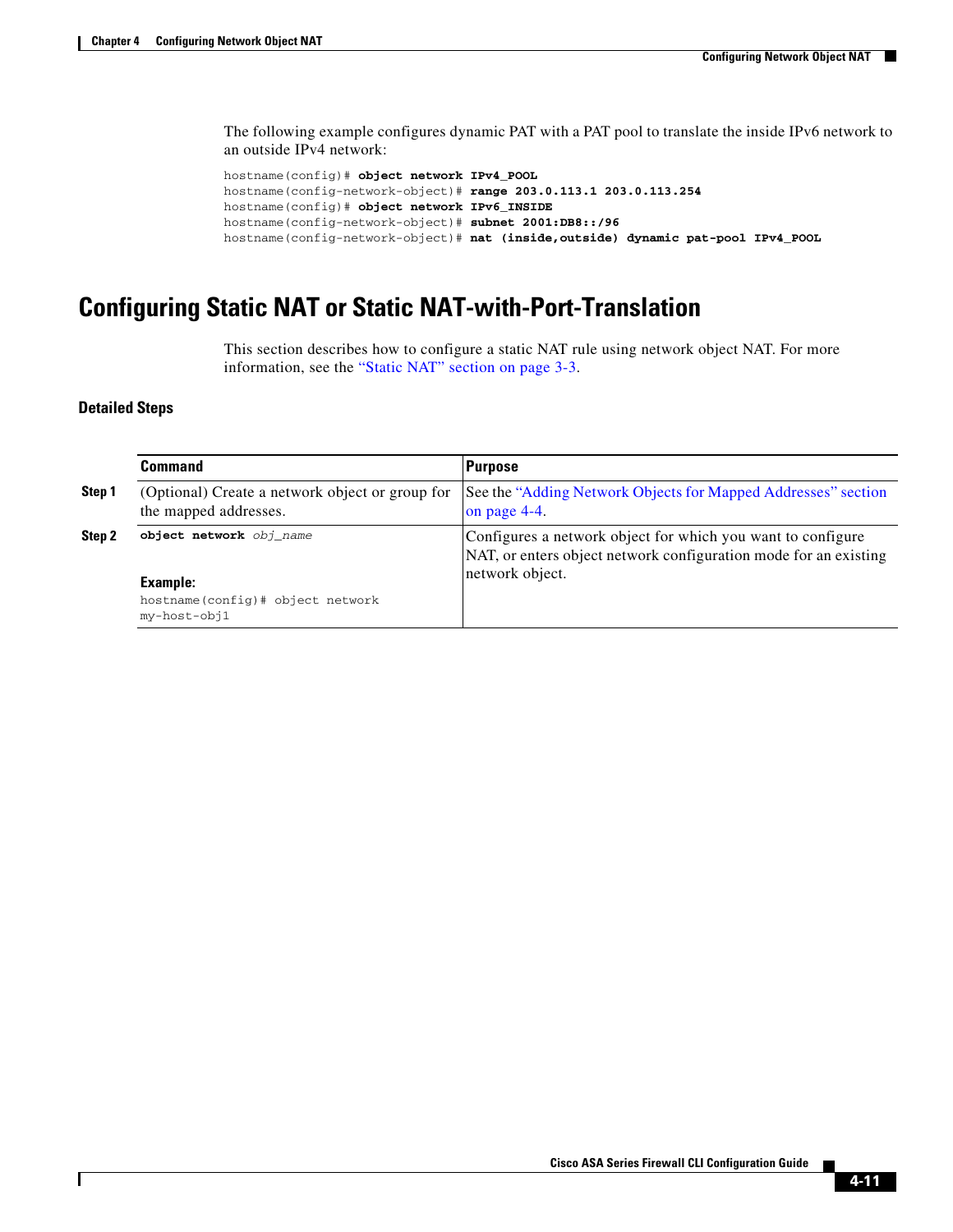The following example configures dynamic PAT with a PAT pool to translate the inside IPv6 network to an outside IPv4 network:

```
hostname(config)# object network IPv4_POOL
hostname(config-network-object)# range 203.0.113.1 203.0.113.254
hostname(config)# object network IPv6_INSIDE
hostname(config-network-object)# subnet 2001:DB8::/96
hostname(config-network-object)# nat (inside,outside) dynamic pat-pool IPv4_POOL
```

## Configuring Static NAT or Static NAT-with-Port-Translation

This section describes how to configure a static NAT rule using network object NAT. For more information, see the "Static NAT" section on page 3-3.

### Detailed Steps

| | Command | Purpose |
|---|---|---|
| **Step 1** | (Optional) Create a network object or group for the mapped addresses. | See the "Adding Network Objects for Mapped Addresses" section on page 4-4. |
| **Step 2** | **object network** *obj_name*<br><br>**Example:**<br>`hostname(config)# object network my-host-obj1` | Configures a network object for which you want to configure NAT, or enters object network configuration mode for an existing network object. |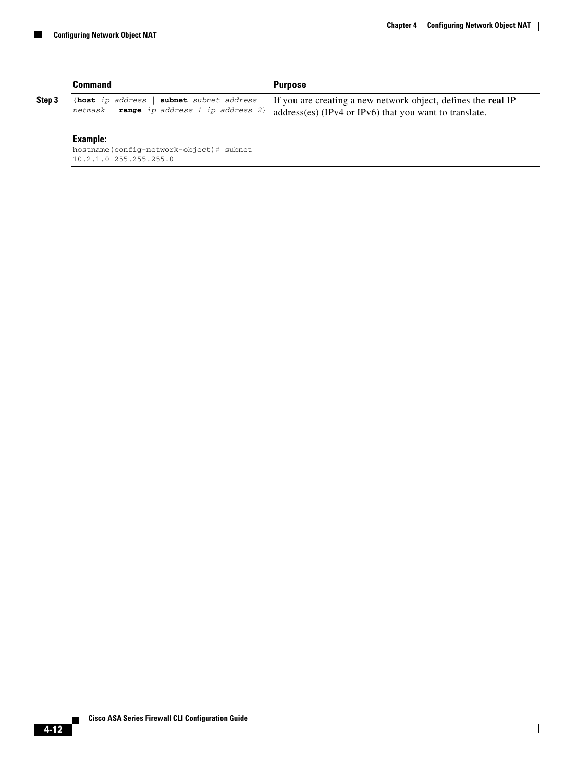| | Command | Purpose |
|---|---|---|
| Step 3 | {**host** *ip_address* \| **subnet** *subnet_address netmask* \| **range** *ip_address_1 ip_address_2*}<br><br>**Example:**<br>`hostname(config-network-object)# subnet 10.2.1.0 255.255.255.0` | If you are creating a new network object, defines the **real** IP address(es) (IPv4 or IPv6) that you want to translate. |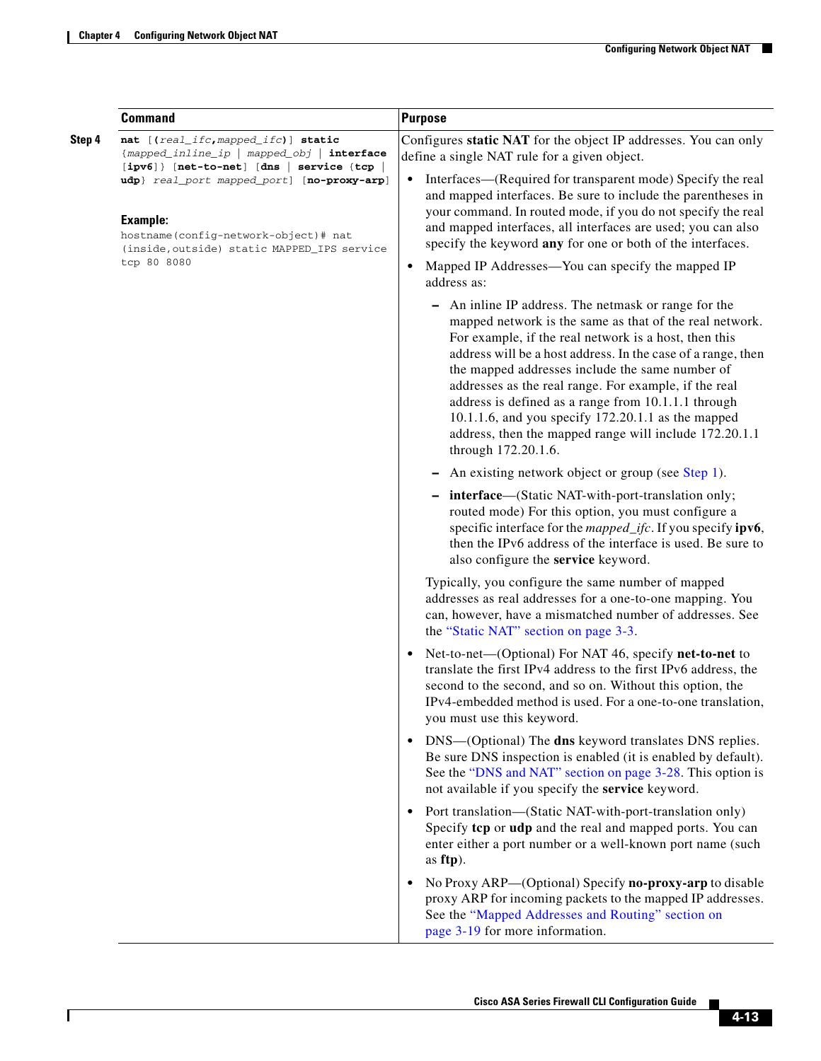| | Command | Purpose |
|---|---|---|
| **Step 4** | **nat** [**(***real_ifc***,***mapped_ifc***)**] **static** {*mapped_inline_ip* \| *mapped_obj* \| **interface** [**ipv6**]} [**net-to-net**] [**dns** \| **service** {**tcp** \| **udp**} *real_port mapped_port*] [**no-proxy-arp**]<br><br>**Example:**<br>`hostname(config-network-object)# nat (inside,outside) static MAPPED_IPS service tcp 80 8080` | Configures **static NAT** for the object IP addresses. You can only define a single NAT rule for a given object.<br><br>• Interfaces—(Required for transparent mode) Specify the real and mapped interfaces. Be sure to include the parentheses in your command. In routed mode, if you do not specify the real and mapped interfaces, all interfaces are used; you can also specify the keyword **any** for one or both of the interfaces.<br><br>• Mapped IP Addresses—You can specify the mapped IP address as:<br>  – An inline IP address. The netmask or range for the mapped network is the same as that of the real network. For example, if the real network is a host, then this address will be a host address. In the case of a range, then the mapped addresses include the same number of addresses as the real range. For example, if the real address is defined as a range from 10.1.1.1 through 10.1.1.6, and you specify 172.20.1.1 as the mapped address, then the mapped range will include 172.20.1.1 through 172.20.1.6.<br>  – An existing network object or group (see Step 1).<br>  – **interface**—(Static NAT-with-port-translation only; routed mode) For this option, you must configure a specific interface for the *mapped_ifc*. If you specify **ipv6**, then the IPv6 address of the interface is used. Be sure to also configure the **service** keyword.<br><br>Typically, you configure the same number of mapped addresses as real addresses for a one-to-one mapping. You can, however, have a mismatched number of addresses. See the "Static NAT" section on page 3-3.<br><br>• Net-to-net—(Optional) For NAT 46, specify **net-to-net** to translate the first IPv4 address to the first IPv6 address, the second to the second, and so on. Without this option, the IPv4-embedded method is used. For a one-to-one translation, you must use this keyword.<br><br>• DNS—(Optional) The **dns** keyword translates DNS replies. Be sure DNS inspection is enabled (it is enabled by default). See the "DNS and NAT" section on page 3-28. This option is not available if you specify the **service** keyword.<br><br>• Port translation—(Static NAT-with-port-translation only) Specify **tcp** or **udp** and the real and mapped ports. You can enter either a port number or a well-known port name (such as **ftp**).<br><br>• No Proxy ARP—(Optional) Specify **no-proxy-arp** to disable proxy ARP for incoming packets to the mapped IP addresses. See the "Mapped Addresses and Routing" section on page 3-19 for more information. |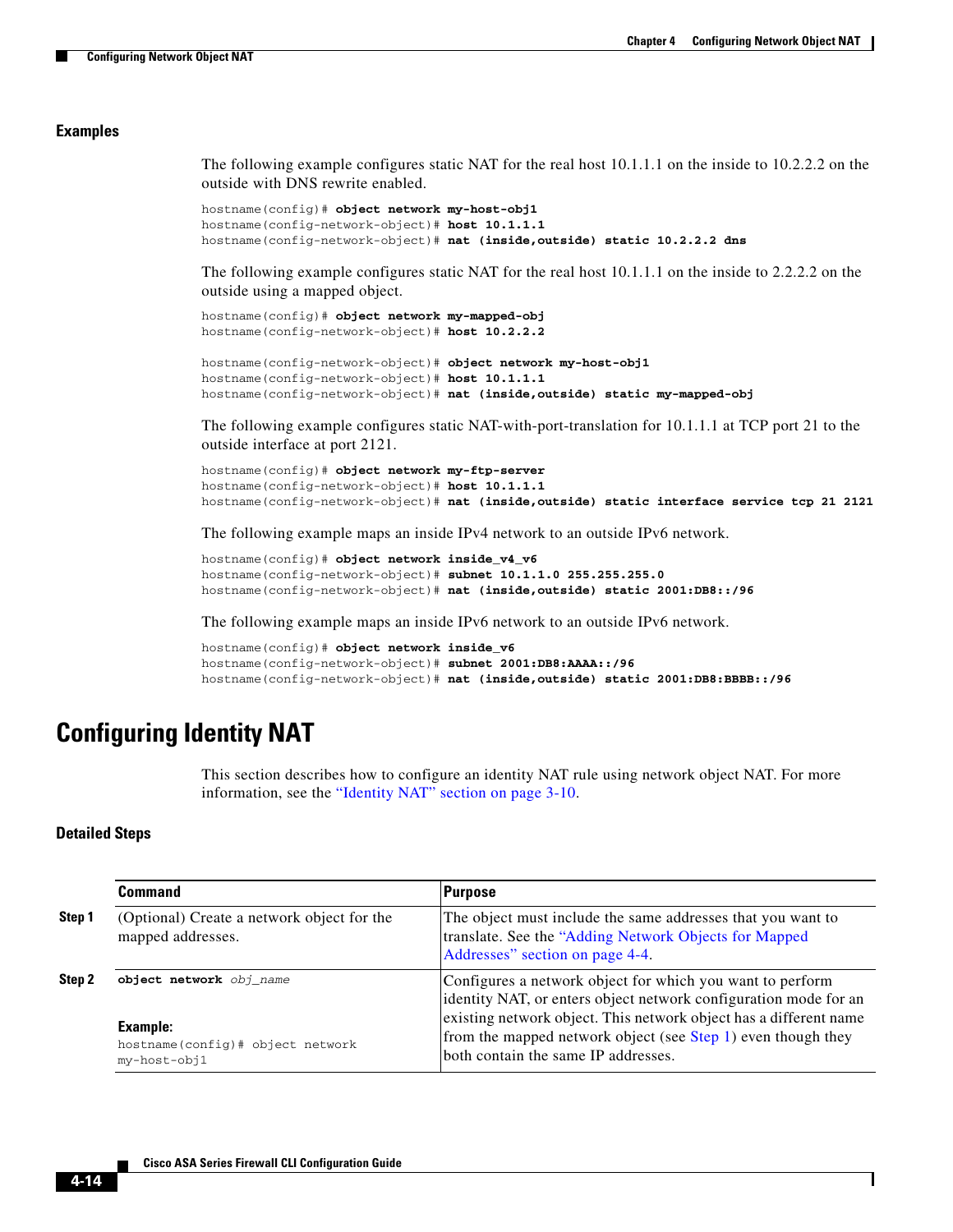### Examples

The following example configures static NAT for the real host 10.1.1.1 on the inside to 10.2.2.2 on the outside with DNS rewrite enabled.

```
hostname(config)# object network my-host-obj1
hostname(config-network-object)# host 10.1.1.1
hostname(config-network-object)# nat (inside,outside) static 10.2.2.2 dns
```

The following example configures static NAT for the real host 10.1.1.1 on the inside to 2.2.2.2 on the outside using a mapped object.

```
hostname(config)# object network my-mapped-obj
hostname(config-network-object)# host 10.2.2.2

hostname(config-network-object)# object network my-host-obj1
hostname(config-network-object)# host 10.1.1.1
hostname(config-network-object)# nat (inside,outside) static my-mapped-obj
```

The following example configures static NAT-with-port-translation for 10.1.1.1 at TCP port 21 to the outside interface at port 2121.

```
hostname(config)# object network my-ftp-server
hostname(config-network-object)# host 10.1.1.1
hostname(config-network-object)# nat (inside,outside) static interface service tcp 21 2121
```

The following example maps an inside IPv4 network to an outside IPv6 network.

```
hostname(config)# object network inside_v4_v6
hostname(config-network-object)# subnet 10.1.1.0 255.255.255.0
hostname(config-network-object)# nat (inside,outside) static 2001:DB8::/96
```

The following example maps an inside IPv6 network to an outside IPv6 network.

```
hostname(config)# object network inside_v6
hostname(config-network-object)# subnet 2001:DB8:AAAA::/96
hostname(config-network-object)# nat (inside,outside) static 2001:DB8:BBBB::/96
```

## Configuring Identity NAT

This section describes how to configure an identity NAT rule using network object NAT. For more information, see the "Identity NAT" section on page 3-10.

### Detailed Steps

| | Command | Purpose |
|---|---|---|
| **Step 1** | (Optional) Create a network object for the mapped addresses. | The object must include the same addresses that you want to translate. See the "Adding Network Objects for Mapped Addresses" section on page 4-4. |
| **Step 2** | **object network** *obj_name*<br><br>**Example:**<br>`hostname(config)# object network my-host-obj1` | Configures a network object for which you want to perform identity NAT, or enters object network configuration mode for an existing network object. This network object has a different name from the mapped network object (see Step 1) even though they both contain the same IP addresses. |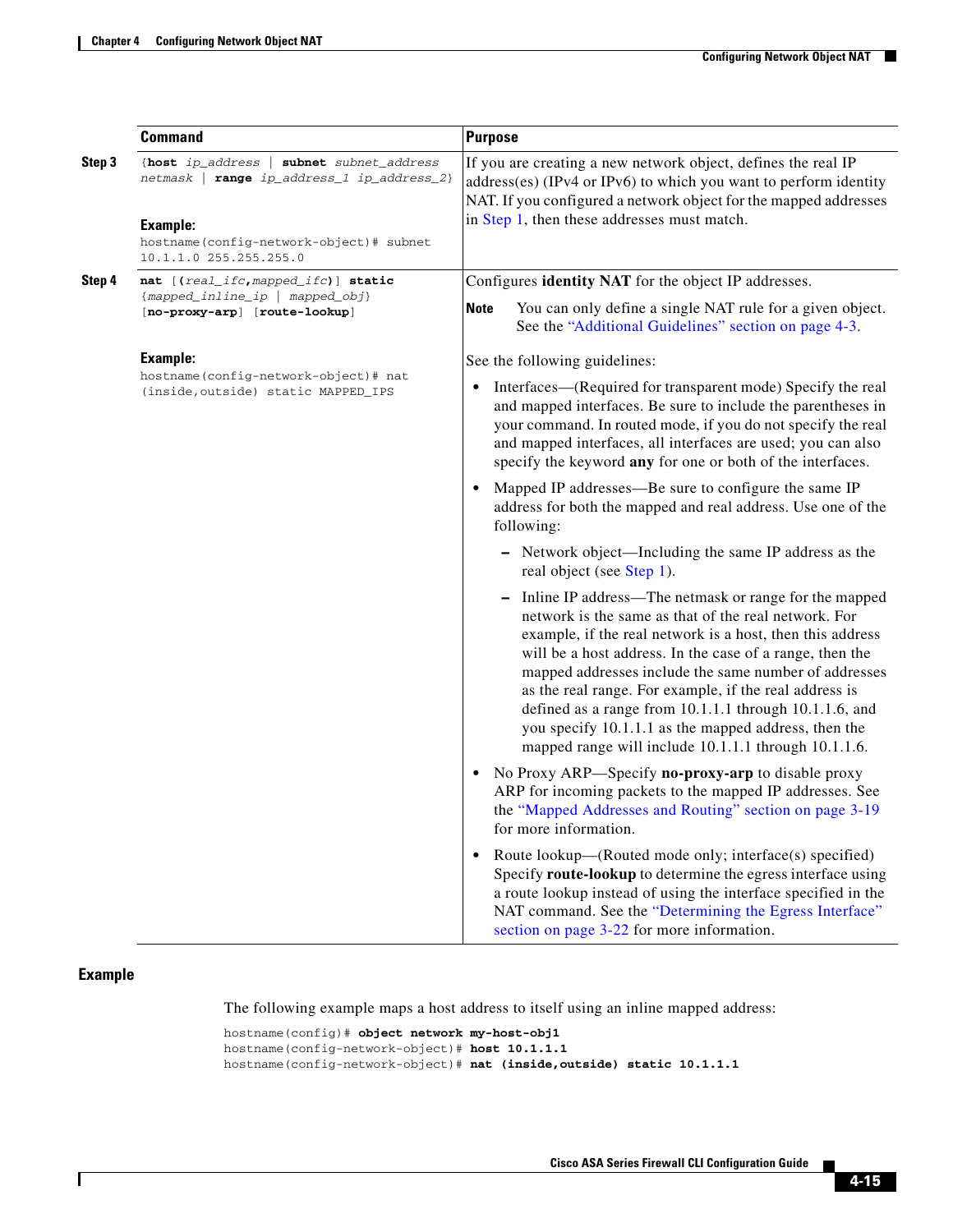| | Command | Purpose |
|---|---|---|
| Step 3 | {**host** *ip_address* \| **subnet** *subnet_address netmask* \| **range** *ip_address_1 ip_address_2*}<br><br>**Example:**<br>`hostname(config-network-object)# subnet 10.1.1.0 255.255.255.0` | If you are creating a new network object, defines the real IP address(es) (IPv4 or IPv6) to which you want to perform identity NAT. If you configured a network object for the mapped addresses in Step 1, then these addresses must match. |
| Step 4 | **nat** [**(***real_ifc***,***mapped_ifc***)**] **static** {*mapped_inline_ip* \| *mapped_obj*} [**no-proxy-arp**] [**route-lookup**]<br><br>**Example:**<br>`hostname(config-network-object)# nat (inside,outside) static MAPPED_IPS` | Configures **identity NAT** for the object IP addresses.<br><br>**Note** You can only define a single NAT rule for a given object. See the "Additional Guidelines" section on page 4-3.<br><br>See the following guidelines:<br><br>• Interfaces—(Required for transparent mode) Specify the real and mapped interfaces. Be sure to include the parentheses in your command. In routed mode, if you do not specify the real and mapped interfaces, all interfaces are used; you can also specify the keyword **any** for one or both of the interfaces.<br><br>• Mapped IP addresses—Be sure to configure the same IP address for both the mapped and real address. Use one of the following:<br>  – Network object—Including the same IP address as the real object (see Step 1).<br>  – Inline IP address—The netmask or range for the mapped network is the same as that of the real network. For example, if the real network is a host, then this address will be a host address. In the case of a range, then the mapped addresses include the same number of addresses as the real range. For example, if the real address is defined as a range from 10.1.1.1 through 10.1.1.6, and you specify 10.1.1.1 as the mapped address, then the mapped range will include 10.1.1.1 through 10.1.1.6.<br><br>• No Proxy ARP—Specify **no-proxy-arp** to disable proxy ARP for incoming packets to the mapped IP addresses. See the "Mapped Addresses and Routing" section on page 3-19 for more information.<br><br>• Route lookup—(Routed mode only; interface(s) specified) Specify **route-lookup** to determine the egress interface using a route lookup instead of using the interface specified in the NAT command. See the "Determining the Egress Interface" section on page 3-22 for more information. |

## Example

The following example maps a host address to itself using an inline mapped address:

```
hostname(config)# object network my-host-obj1
hostname(config-network-object)# host 10.1.1.1
hostname(config-network-object)# nat (inside,outside) static 10.1.1.1
```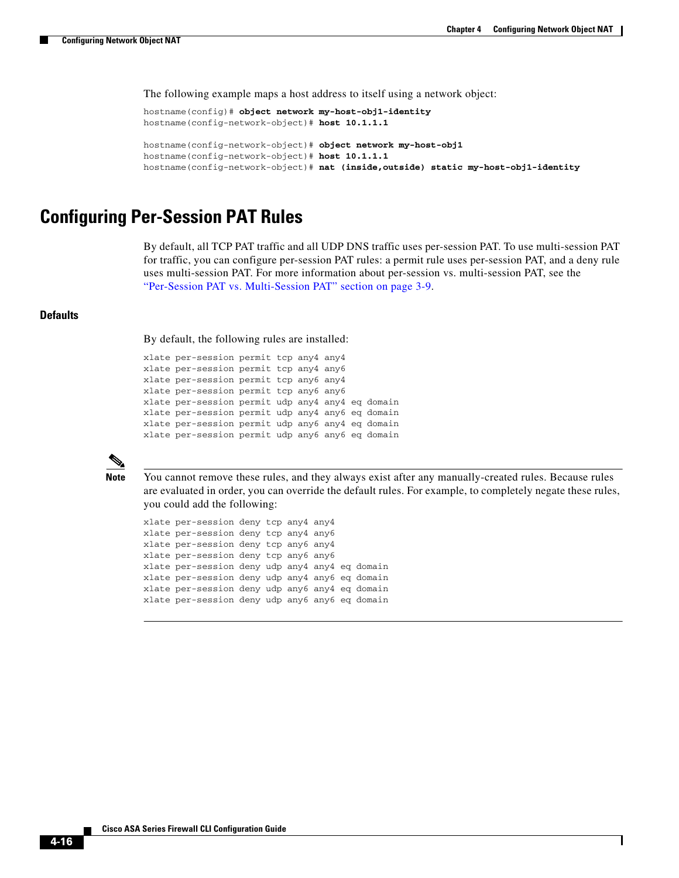The following example maps a host address to itself using a network object:

```
hostname(config)# object network my-host-obj1-identity
hostname(config-network-object)# host 10.1.1.1

hostname(config-network-object)# object network my-host-obj1
hostname(config-network-object)# host 10.1.1.1
hostname(config-network-object)# nat (inside,outside) static my-host-obj1-identity
```

# Configuring Per-Session PAT Rules

By default, all TCP PAT traffic and all UDP DNS traffic uses per-session PAT. To use multi-session PAT for traffic, you can configure per-session PAT rules: a permit rule uses per-session PAT, and a deny rule uses multi-session PAT. For more information about per-session vs. multi-session PAT, see the "Per-Session PAT vs. Multi-Session PAT" section on page 3-9.

### Defaults

By default, the following rules are installed:

```
xlate per-session permit tcp any4 any4
xlate per-session permit tcp any4 any6
xlate per-session permit tcp any6 any4
xlate per-session permit tcp any6 any6
xlate per-session permit udp any4 any4 eq domain
xlate per-session permit udp any4 any6 eq domain
xlate per-session permit udp any6 any4 eq domain
xlate per-session permit udp any6 any6 eq domain
```

**Note** You cannot remove these rules, and they always exist after any manually-created rules. Because rules are evaluated in order, you can override the default rules. For example, to completely negate these rules, you could add the following:

```
xlate per-session deny tcp any4 any4
xlate per-session deny tcp any4 any6
xlate per-session deny tcp any6 any4
xlate per-session deny tcp any6 any6
xlate per-session deny udp any4 any4 eq domain
xlate per-session deny udp any4 any6 eq domain
xlate per-session deny udp any6 any4 eq domain
xlate per-session deny udp any6 any6 eq domain
```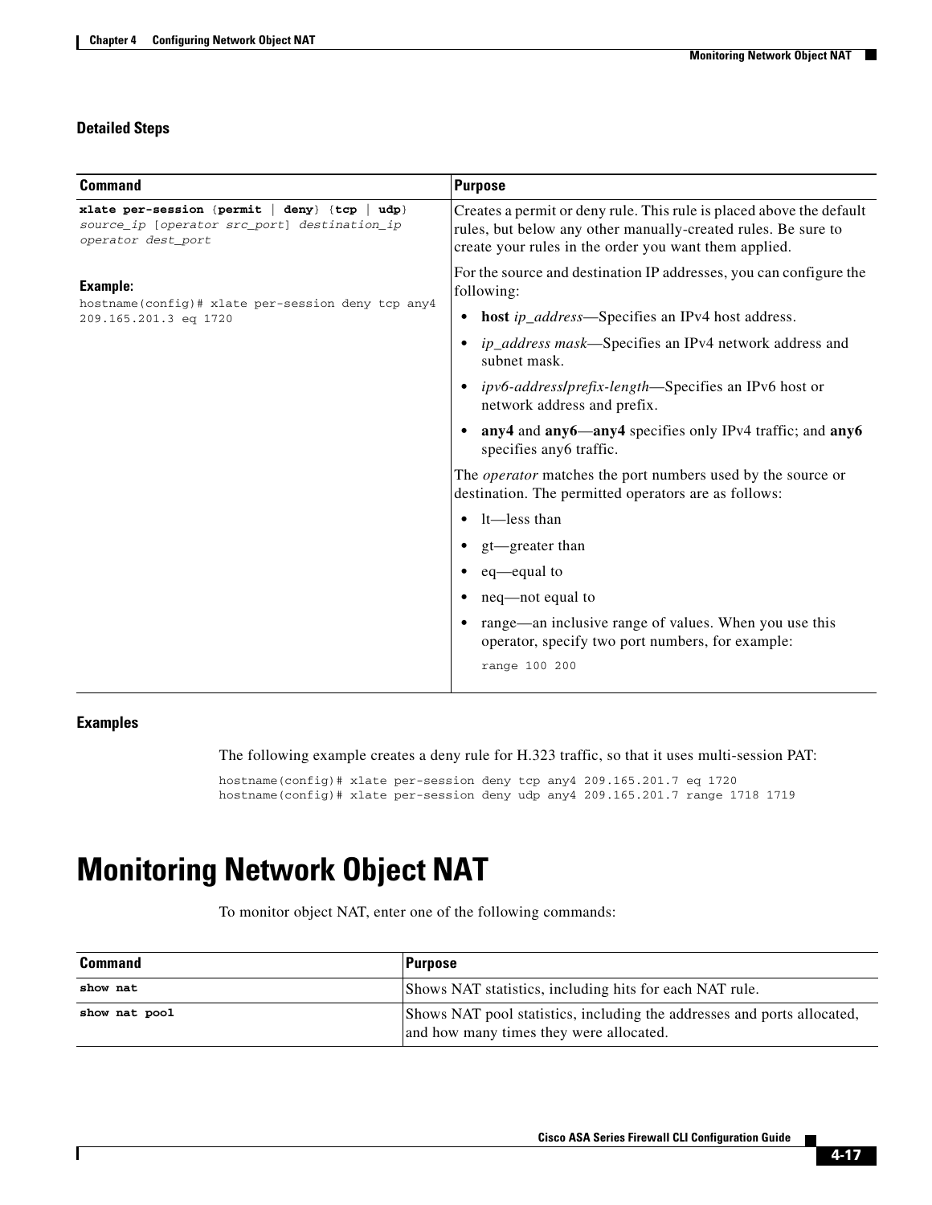### Detailed Steps

| Command | Purpose |
|---|---|
| **xlate per-session** {**permit** \| **deny**} {**tcp** \| **udp**} *source_ip* [*operator src_port*] *destination_ip operator dest_port*<br><br>**Example:**<br>`hostname(config)# xlate per-session deny tcp any4 209.165.201.3 eq 1720` | Creates a permit or deny rule. This rule is placed above the default rules, but below any other manually-created rules. Be sure to create your rules in the order you want them applied.<br><br>For the source and destination IP addresses, you can configure the following:<br>• **host** *ip_address*—Specifies an IPv4 host address.<br>• *ip_address mask*—Specifies an IPv4 network address and subnet mask.<br>• *ipv6-address/prefix-length*—Specifies an IPv6 host or network address and prefix.<br>• **any4** and **any6**—**any4** specifies only IPv4 traffic; and **any6** specifies any6 traffic.<br><br>The *operator* matches the port numbers used by the source or destination. The permitted operators are as follows:<br>• lt—less than<br>• gt—greater than<br>• eq—equal to<br>• neq—not equal to<br>• range—an inclusive range of values. When you use this operator, specify two port numbers, for example:<br>`range 100 200` |

### Examples

The following example creates a deny rule for H.323 traffic, so that it uses multi-session PAT:

```
hostname(config)# xlate per-session deny tcp any4 209.165.201.7 eq 1720
hostname(config)# xlate per-session deny udp any4 209.165.201.7 range 1718 1719
```

# Monitoring Network Object NAT

To monitor object NAT, enter one of the following commands:

| Command | Purpose |
|---|---|
| **show nat** | Shows NAT statistics, including hits for each NAT rule. |
| **show nat pool** | Shows NAT pool statistics, including the addresses and ports allocated, and how many times they were allocated. |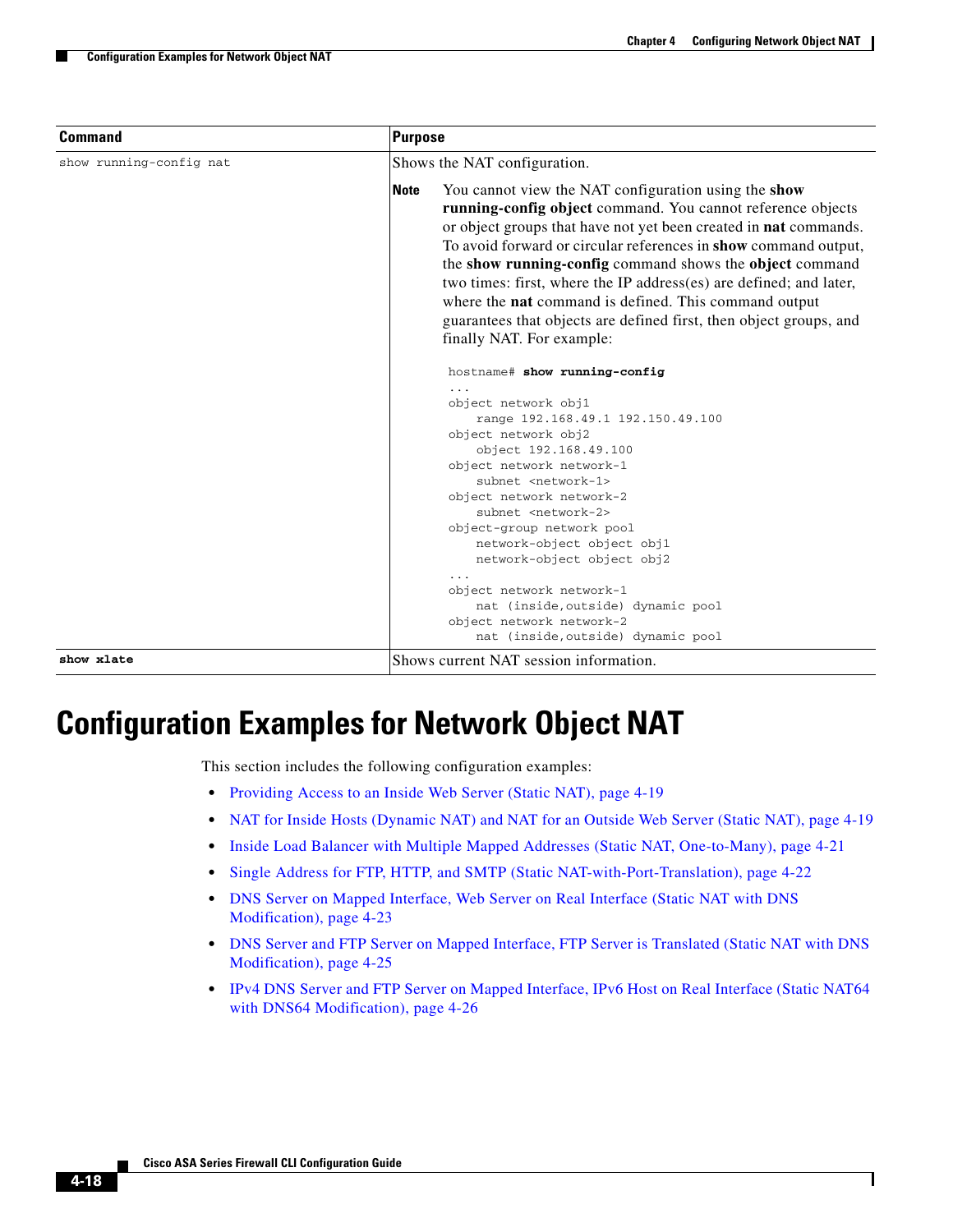| Command | Purpose |
|---|---|
| `show running-config nat` | Shows the NAT configuration.<br><br>**Note** You cannot view the NAT configuration using the **show running-config object** command. You cannot reference objects or object groups that have not yet been created in **nat** commands. To avoid forward or circular references in **show** command output, the **show running-config** command shows the **object** command two times: first, where the IP address(es) are defined; and later, where the **nat** command is defined. This command output guarantees that objects are defined first, then object groups, and finally NAT. For example:<br><br>`hostname# show running-config`<br>`...`<br>`object network obj1`<br>`    range 192.168.49.1 192.150.49.100`<br>`object network obj2`<br>`    object 192.168.49.100`<br>`object network network-1`<br>`    subnet <network-1>`<br>`object network network-2`<br>`    subnet <network-2>`<br>`object-group network pool`<br>`    network-object object obj1`<br>`    network-object object obj2`<br>`...`<br>`object network network-1`<br>`    nat (inside,outside) dynamic pool`<br>`object network network-2`<br>`    nat (inside,outside) dynamic pool` |
| **`show xlate`** | Shows current NAT session information. |

# Configuration Examples for Network Object NAT

This section includes the following configuration examples:

- Providing Access to an Inside Web Server (Static NAT), page 4-19
- NAT for Inside Hosts (Dynamic NAT) and NAT for an Outside Web Server (Static NAT), page 4-19
- Inside Load Balancer with Multiple Mapped Addresses (Static NAT, One-to-Many), page 4-21
- Single Address for FTP, HTTP, and SMTP (Static NAT-with-Port-Translation), page 4-22
- DNS Server on Mapped Interface, Web Server on Real Interface (Static NAT with DNS Modification), page 4-23
- DNS Server and FTP Server on Mapped Interface, FTP Server is Translated (Static NAT with DNS Modification), page 4-25
- IPv4 DNS Server and FTP Server on Mapped Interface, IPv6 Host on Real Interface (Static NAT64 with DNS64 Modification), page 4-26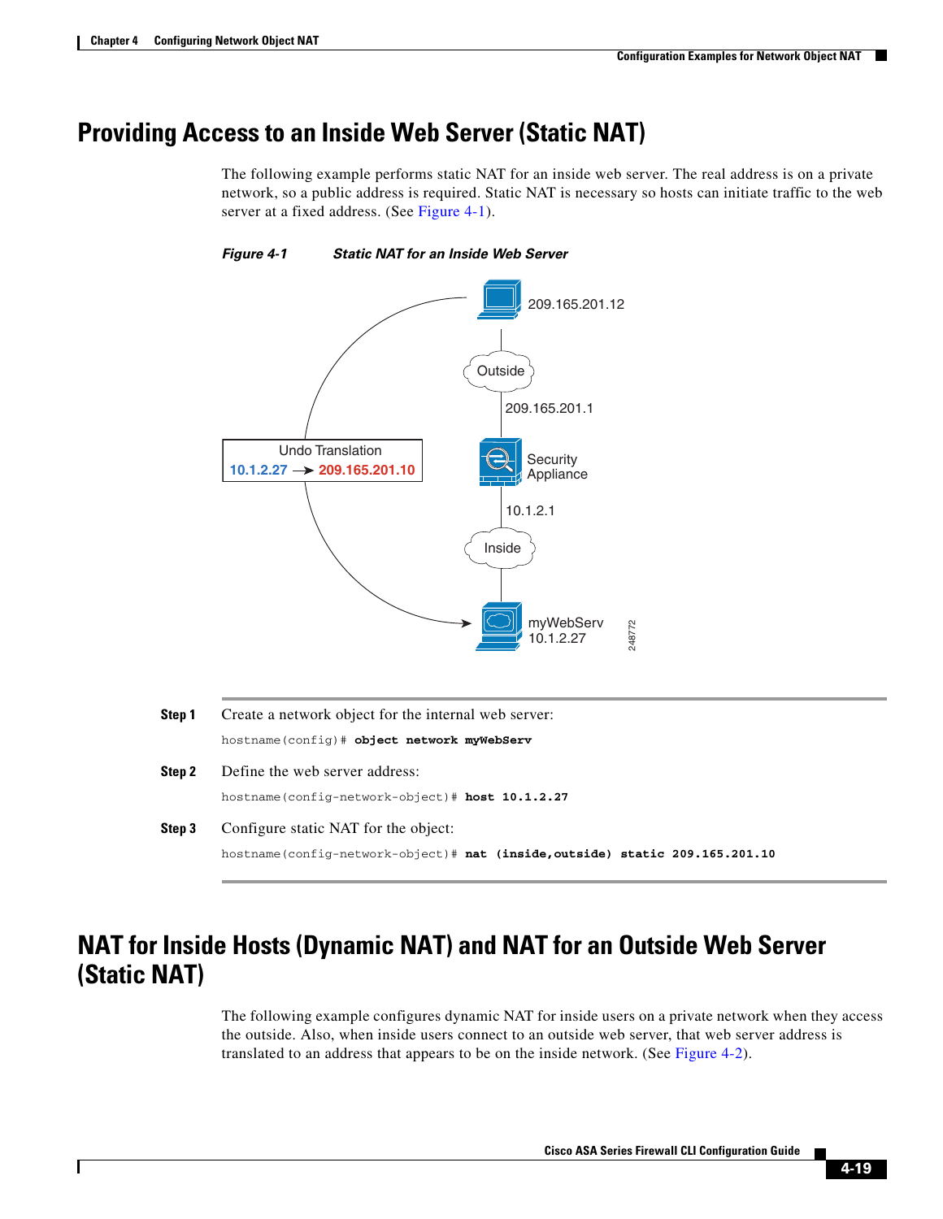## Providing Access to an Inside Web Server (Static NAT)

The following example performs static NAT for an inside web server. The real address is on a private network, so a public address is required. Static NAT is necessary so hosts can initiate traffic to the web server at a fixed address. (See Figure 4-1).

*Figure 4-1 Static NAT for an Inside Web Server*

**Step 1** Create a network object for the internal web server:

```
hostname(config)# object network myWebServ
```

**Step 2** Define the web server address:

```
hostname(config-network-object)# host 10.1.2.27
```

**Step 3** Configure static NAT for the object:

```
hostname(config-network-object)# nat (inside,outside) static 209.165.201.10
```

## NAT for Inside Hosts (Dynamic NAT) and NAT for an Outside Web Server (Static NAT)

The following example configures dynamic NAT for inside users on a private network when they access the outside. Also, when inside users connect to an outside web server, that web server address is translated to an address that appears to be on the inside network. (See Figure 4-2).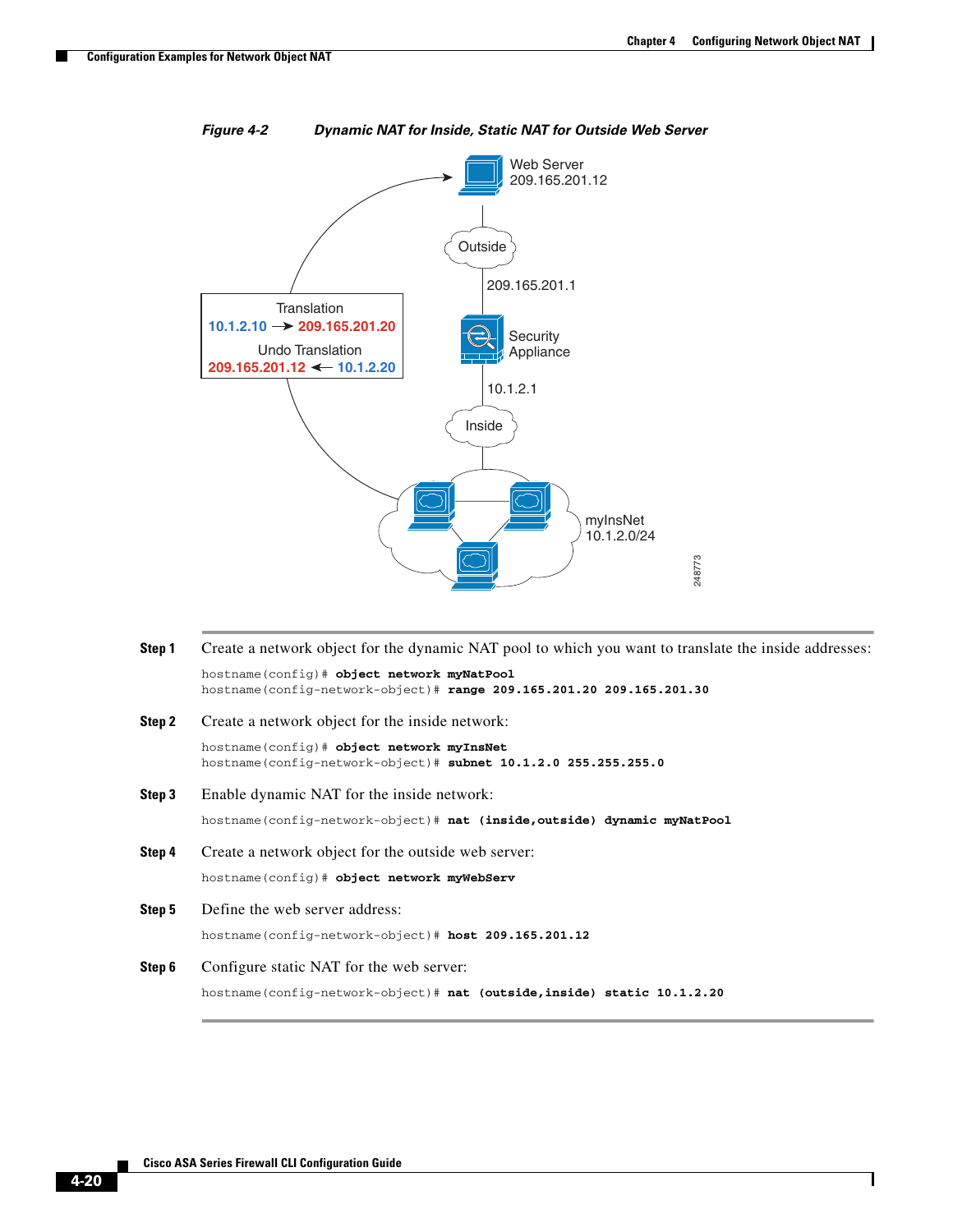*Figure 4-2 Dynamic NAT for Inside, Static NAT for Outside Web Server*

**Step 1** Create a network object for the dynamic NAT pool to which you want to translate the inside addresses:

```
hostname(config)# object network myNatPool
hostname(config-network-object)# range 209.165.201.20 209.165.201.30
```

**Step 2** Create a network object for the inside network:

```
hostname(config)# object network myInsNet
hostname(config-network-object)# subnet 10.1.2.0 255.255.255.0
```

**Step 3** Enable dynamic NAT for the inside network:

```
hostname(config-network-object)# nat (inside,outside) dynamic myNatPool
```

**Step 4** Create a network object for the outside web server:

```
hostname(config)# object network myWebServ
```

**Step 5** Define the web server address:

```
hostname(config-network-object)# host 209.165.201.12
```

**Step 6** Configure static NAT for the web server:

```
hostname(config-network-object)# nat (outside,inside) static 10.1.2.20
```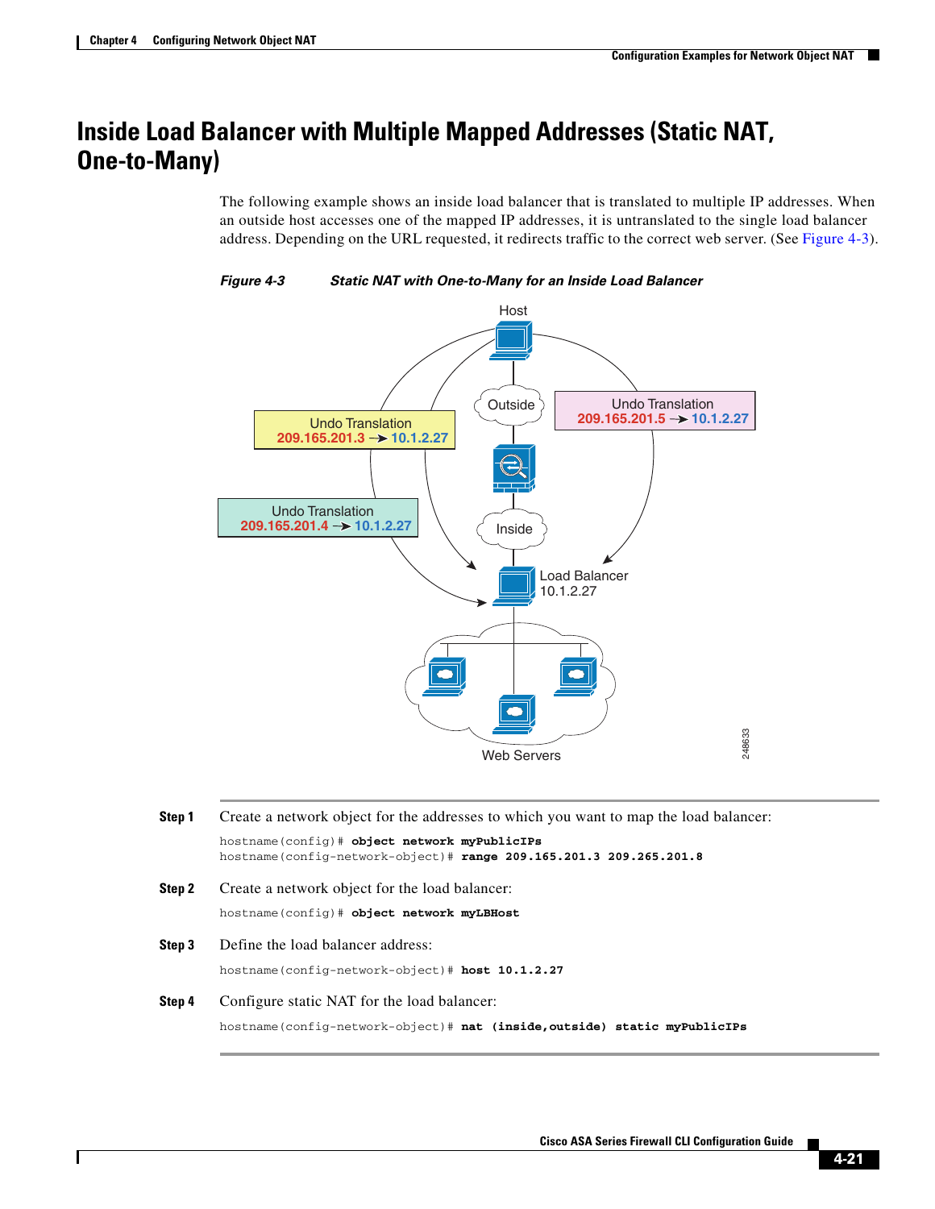# Inside Load Balancer with Multiple Mapped Addresses (Static NAT, One-to-Many)

The following example shows an inside load balancer that is translated to multiple IP addresses. When an outside host accesses one of the mapped IP addresses, it is untranslated to the single load balancer address. Depending on the URL requested, it redirects traffic to the correct web server. (See Figure 4-3).

*Figure 4-3 Static NAT with One-to-Many for an Inside Load Balancer*

**Step 1** Create a network object for the addresses to which you want to map the load balancer:

```
hostname(config)# object network myPublicIPs
hostname(config-network-object)# range 209.165.201.3 209.265.201.8
```

**Step 2** Create a network object for the load balancer:

```
hostname(config)# object network myLBHost
```

**Step 3** Define the load balancer address:

```
hostname(config-network-object)# host 10.1.2.27
```

**Step 4** Configure static NAT for the load balancer:

```
hostname(config-network-object)# nat (inside,outside) static myPublicIPs
```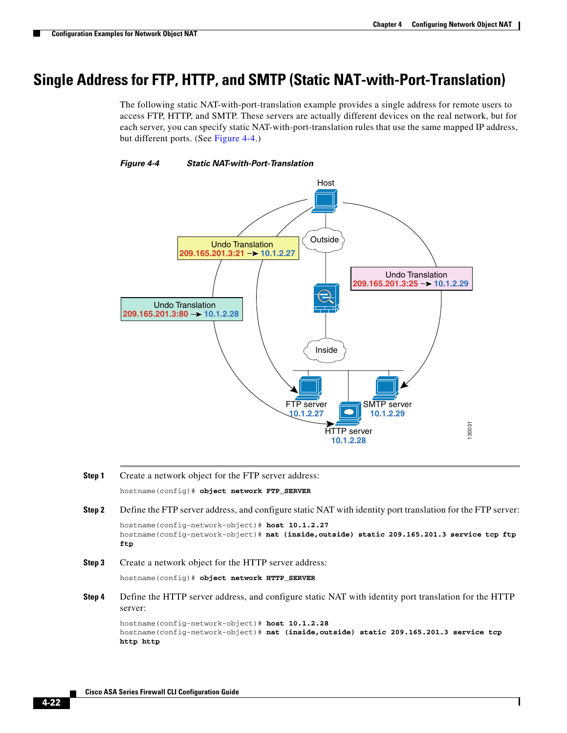## Single Address for FTP, HTTP, and SMTP (Static NAT-with-Port-Translation)

The following static NAT-with-port-translation example provides a single address for remote users to access FTP, HTTP, and SMTP. These servers are actually different devices on the real network, but for each server, you can specify static NAT-with-port-translation rules that use the same mapped IP address, but different ports. (See Figure 4-4.)

*Figure 4-4 Static NAT-with-Port-Translation*

**Step 1** Create a network object for the FTP server address:

```
hostname(config)# object network FTP_SERVER
```

**Step 2** Define the FTP server address, and configure static NAT with identity port translation for the FTP server:

```
hostname(config-network-object)# host 10.1.2.27
hostname(config-network-object)# nat (inside,outside) static 209.165.201.3 service tcp ftp
ftp
```

**Step 3** Create a network object for the HTTP server address:

```
hostname(config)# object network HTTP_SERVER
```

**Step 4** Define the HTTP server address, and configure static NAT with identity port translation for the HTTP server:

```
hostname(config-network-object)# host 10.1.2.28
hostname(config-network-object)# nat (inside,outside) static 209.165.201.3 service tcp
http http
```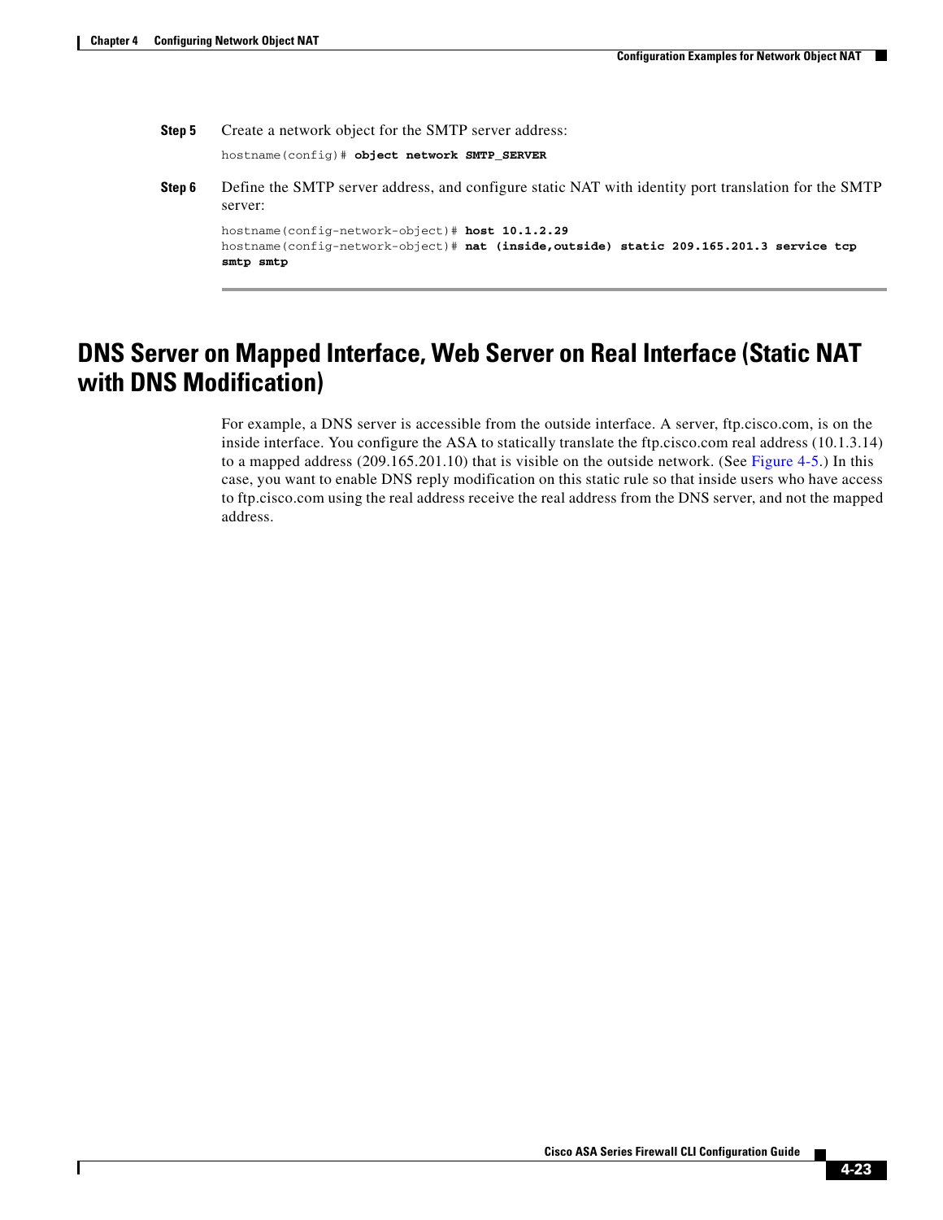**Step 5** Create a network object for the SMTP server address:

```
hostname(config)# object network SMTP_SERVER
```

**Step 6** Define the SMTP server address, and configure static NAT with identity port translation for the SMTP server:

```
hostname(config-network-object)# host 10.1.2.29
hostname(config-network-object)# nat (inside,outside) static 209.165.201.3 service tcp
smtp smtp
```

## DNS Server on Mapped Interface, Web Server on Real Interface (Static NAT with DNS Modification)

For example, a DNS server is accessible from the outside interface. A server, ftp.cisco.com, is on the inside interface. You configure the ASA to statically translate the ftp.cisco.com real address (10.1.3.14) to a mapped address (209.165.201.10) that is visible on the outside network. (See Figure 4-5.) In this case, you want to enable DNS reply modification on this static rule so that inside users who have access to ftp.cisco.com using the real address receive the real address from the DNS server, and not the mapped address.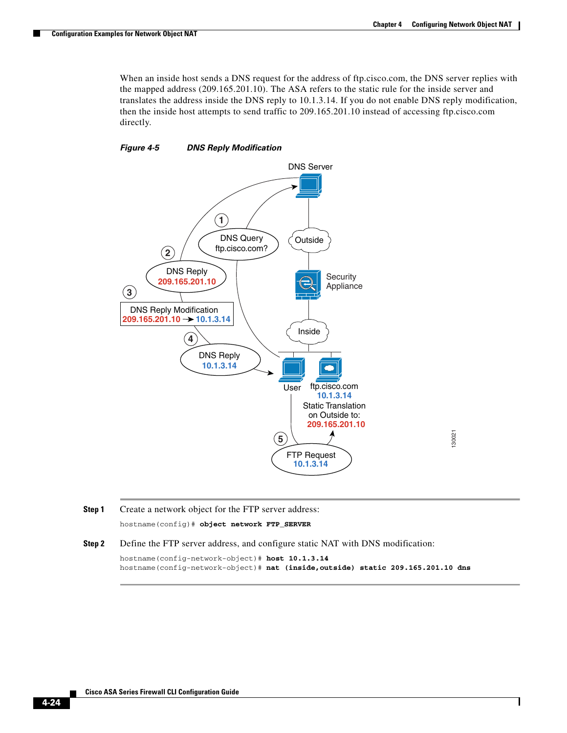When an inside host sends a DNS request for the address of ftp.cisco.com, the DNS server replies with the mapped address (209.165.201.10). The ASA refers to the static rule for the inside server and translates the address inside the DNS reply to 10.1.3.14. If you do not enable DNS reply modification, then the inside host attempts to send traffic to 209.165.201.10 instead of accessing ftp.cisco.com directly.

***Figure 4-5 DNS Reply Modification***

**Step 1** Create a network object for the FTP server address:

```
hostname(config)# object network FTP_SERVER
```

**Step 2** Define the FTP server address, and configure static NAT with DNS modification:

```
hostname(config-network-object)# host 10.1.3.14
hostname(config-network-object)# nat (inside,outside) static 209.165.201.10 dns
```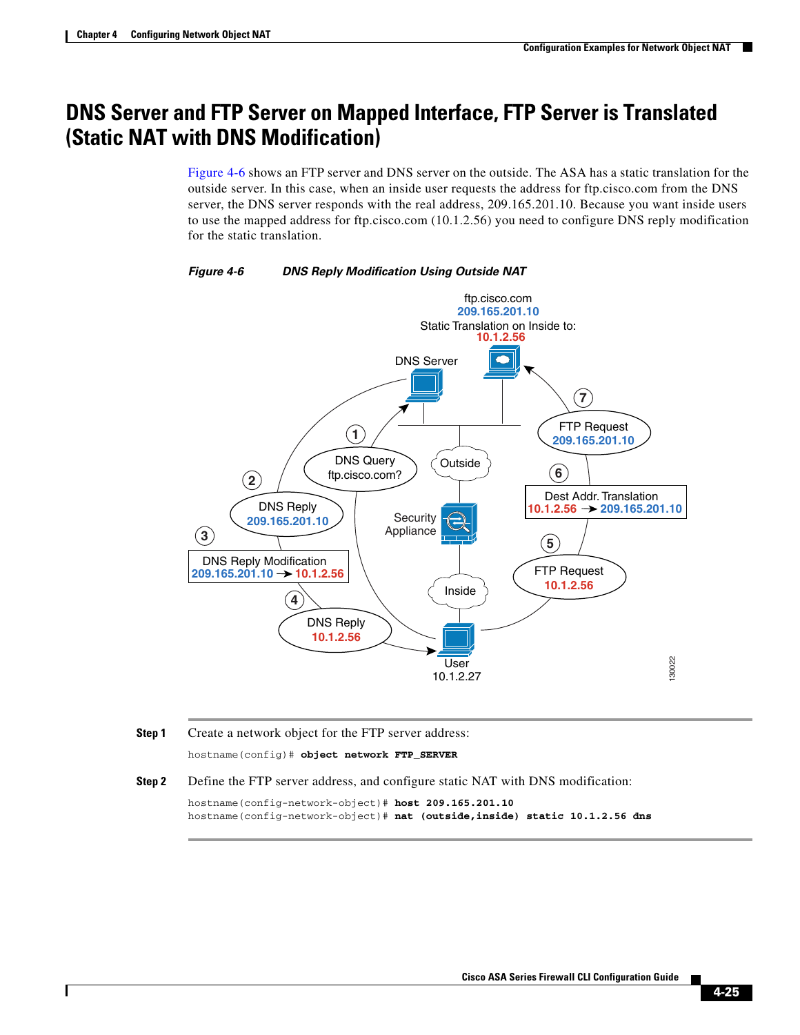## DNS Server and FTP Server on Mapped Interface, FTP Server is Translated (Static NAT with DNS Modification)

Figure 4-6 shows an FTP server and DNS server on the outside. The ASA has a static translation for the outside server. In this case, when an inside user requests the address for ftp.cisco.com from the DNS server, the DNS server responds with the real address, 209.165.201.10. Because you want inside users to use the mapped address for ftp.cisco.com (10.1.2.56) you need to configure DNS reply modification for the static translation.

*Figure 4-6 DNS Reply Modification Using Outside NAT*

**Step 1** Create a network object for the FTP server address:

```
hostname(config)# object network FTP_SERVER
```

**Step 2** Define the FTP server address, and configure static NAT with DNS modification:

```
hostname(config-network-object)# host 209.165.201.10
hostname(config-network-object)# nat (outside,inside) static 10.1.2.56 dns
```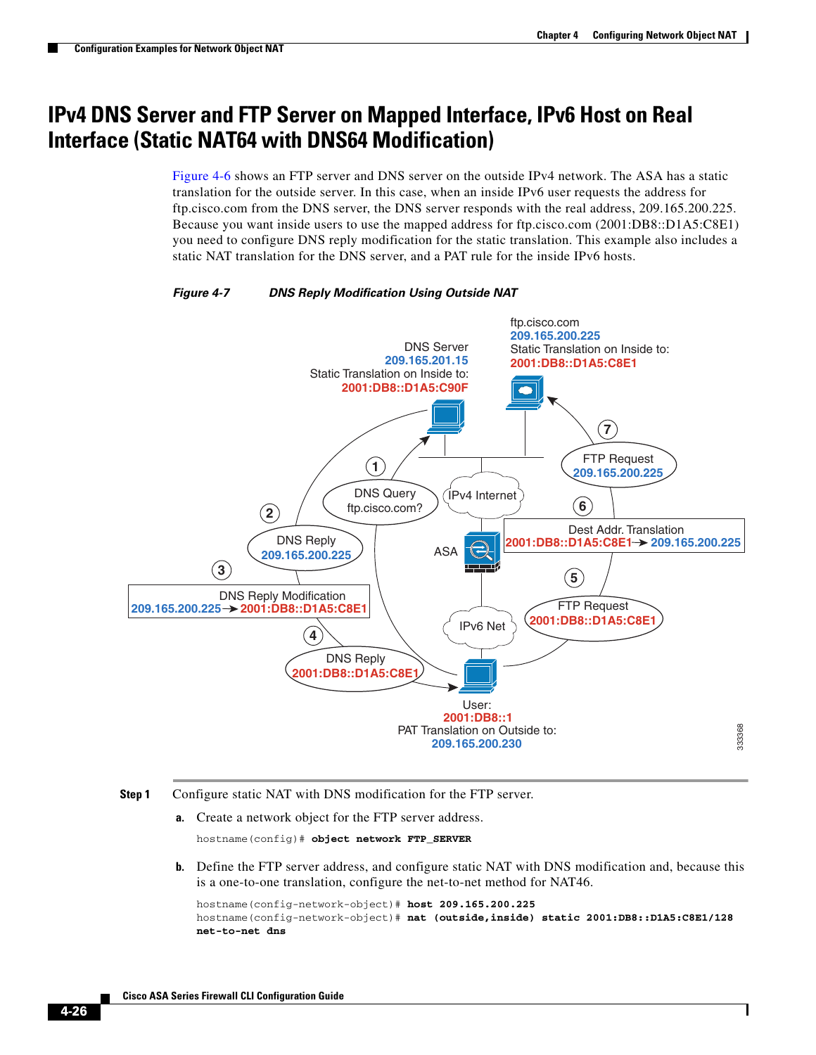# IPv4 DNS Server and FTP Server on Mapped Interface, IPv6 Host on Real Interface (Static NAT64 with DNS64 Modification)

Figure 4-6 shows an FTP server and DNS server on the outside IPv4 network. The ASA has a static translation for the outside server. In this case, when an inside IPv6 user requests the address for ftp.cisco.com from the DNS server, the DNS server responds with the real address, 209.165.200.225. Because you want inside users to use the mapped address for ftp.cisco.com (2001:DB8::D1A5:C8E1) you need to configure DNS reply modification for the static translation. This example also includes a static NAT translation for the DNS server, and a PAT rule for the inside IPv6 hosts.

*Figure 4-7 DNS Reply Modification Using Outside NAT*

**Step 1** Configure static NAT with DNS modification for the FTP server.

a. Create a network object for the FTP server address.

```
hostname(config)# object network FTP_SERVER
```

b. Define the FTP server address, and configure static NAT with DNS modification and, because this is a one-to-one translation, configure the net-to-net method for NAT46.

```
hostname(config-network-object)# host 209.165.200.225
hostname(config-network-object)# nat (outside,inside) static 2001:DB8::D1A5:C8E1/128
net-to-net dns
```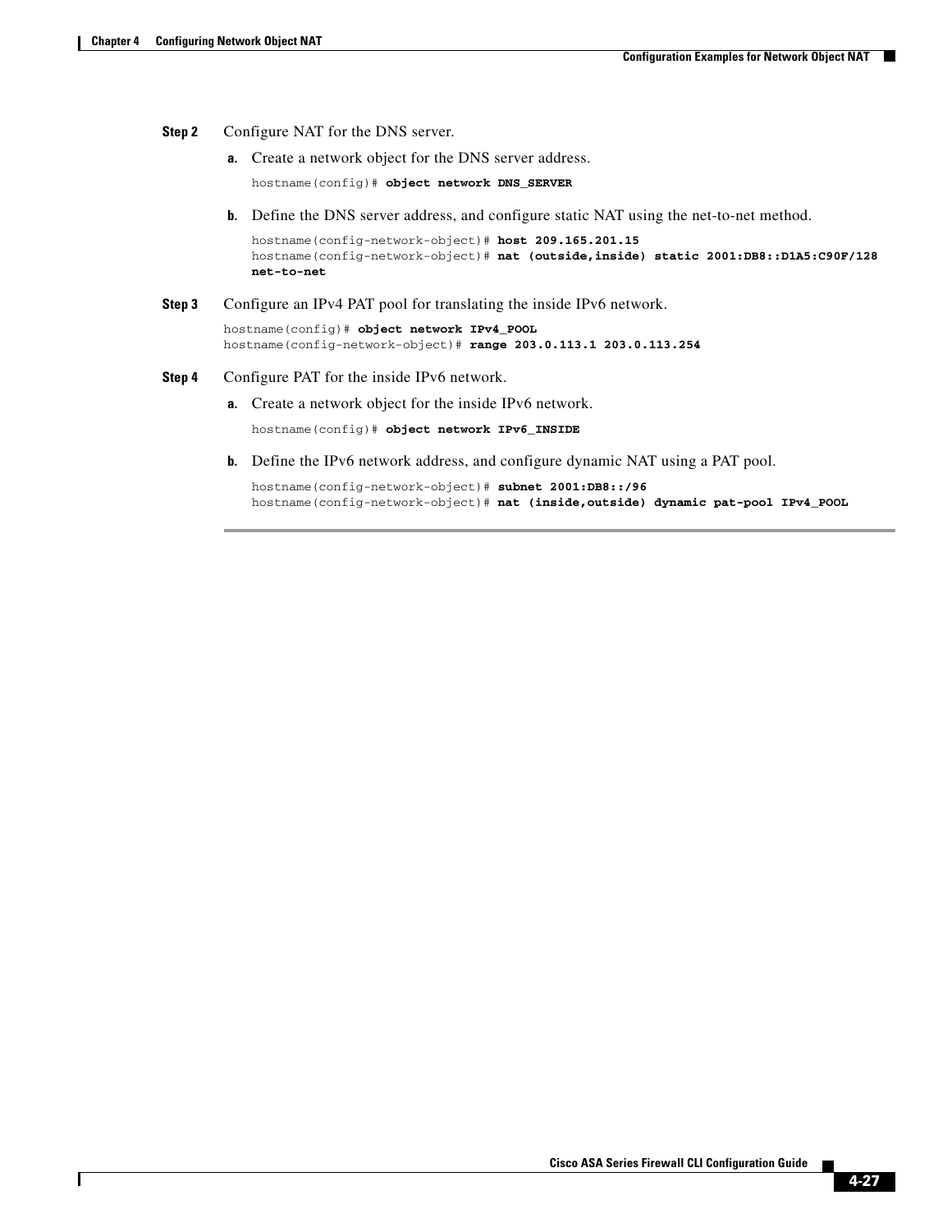**Step 2** Configure NAT for the DNS server.

a. Create a network object for the DNS server address.

```
hostname(config)# object network DNS_SERVER
```

b. Define the DNS server address, and configure static NAT using the net-to-net method.

```
hostname(config-network-object)# host 209.165.201.15
hostname(config-network-object)# nat (outside,inside) static 2001:DB8::D1A5:C90F/128
net-to-net
```

**Step 3** Configure an IPv4 PAT pool for translating the inside IPv6 network.

```
hostname(config)# object network IPv4_POOL
hostname(config-network-object)# range 203.0.113.1 203.0.113.254
```

**Step 4** Configure PAT for the inside IPv6 network.

a. Create a network object for the inside IPv6 network.

```
hostname(config)# object network IPv6_INSIDE
```

b. Define the IPv6 network address, and configure dynamic NAT using a PAT pool.

```
hostname(config-network-object)# subnet 2001:DB8::/96
hostname(config-network-object)# nat (inside,outside) dynamic pat-pool IPv4_POOL
```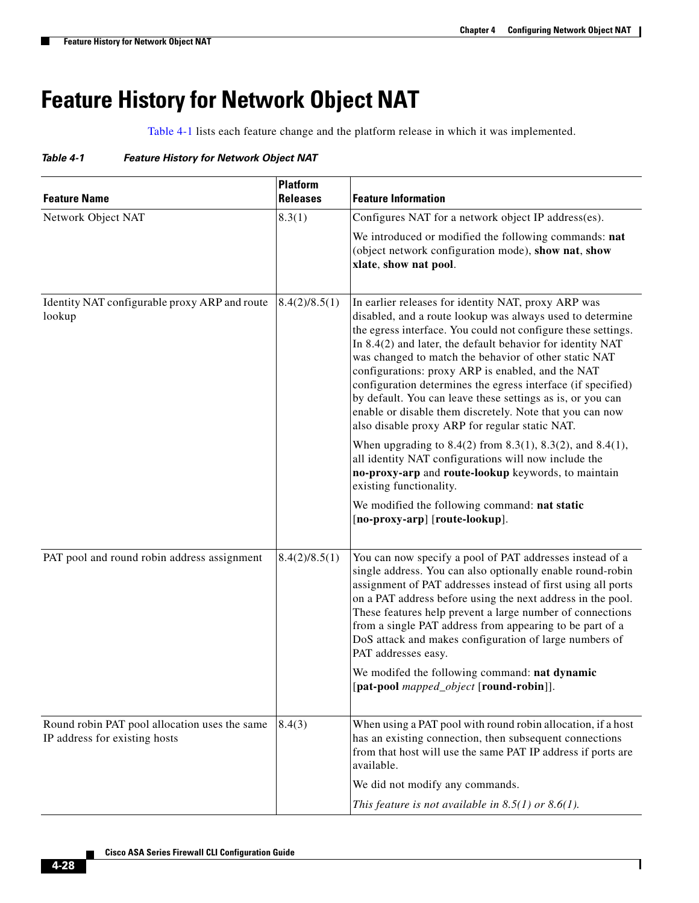# Feature History for Network Object NAT

Table 4-1 lists each feature change and the platform release in which it was implemented.

*Table 4-1 Feature History for Network Object NAT*

| Feature Name | Platform Releases | Feature Information |
|---|---|---|
| Network Object NAT | 8.3(1) | Configures NAT for a network object IP address(es).<br><br>We introduced or modified the following commands: **nat** (object network configuration mode), **show nat**, **show xlate**, **show nat pool**. |
| Identity NAT configurable proxy ARP and route lookup | 8.4(2)/8.5(1) | In earlier releases for identity NAT, proxy ARP was disabled, and a route lookup was always used to determine the egress interface. You could not configure these settings. In 8.4(2) and later, the default behavior for identity NAT was changed to match the behavior of other static NAT configurations: proxy ARP is enabled, and the NAT configuration determines the egress interface (if specified) by default. You can leave these settings as is, or you can enable or disable them discretely. Note that you can now also disable proxy ARP for regular static NAT.<br><br>When upgrading to 8.4(2) from 8.3(1), 8.3(2), and 8.4(1), all identity NAT configurations will now include the **no-proxy-arp** and **route-lookup** keywords, to maintain existing functionality.<br><br>We modified the following command: **nat static** [**no-proxy-arp**] [**route-lookup**]. |
| PAT pool and round robin address assignment | 8.4(2)/8.5(1) | You can now specify a pool of PAT addresses instead of a single address. You can also optionally enable round-robin assignment of PAT addresses instead of first using all ports on a PAT address before using the next address in the pool. These features help prevent a large number of connections from a single PAT address from appearing to be part of a DoS attack and makes configuration of large numbers of PAT addresses easy.<br><br>We modifed the following command: **nat dynamic** [**pat-pool** *mapped_object* [**round-robin**]]. |
| Round robin PAT pool allocation uses the same IP address for existing hosts | 8.4(3) | When using a PAT pool with round robin allocation, if a host has an existing connection, then subsequent connections from that host will use the same PAT IP address if ports are available.<br><br>We did not modify any commands.<br><br>*This feature is not available in 8.5(1) or 8.6(1).* |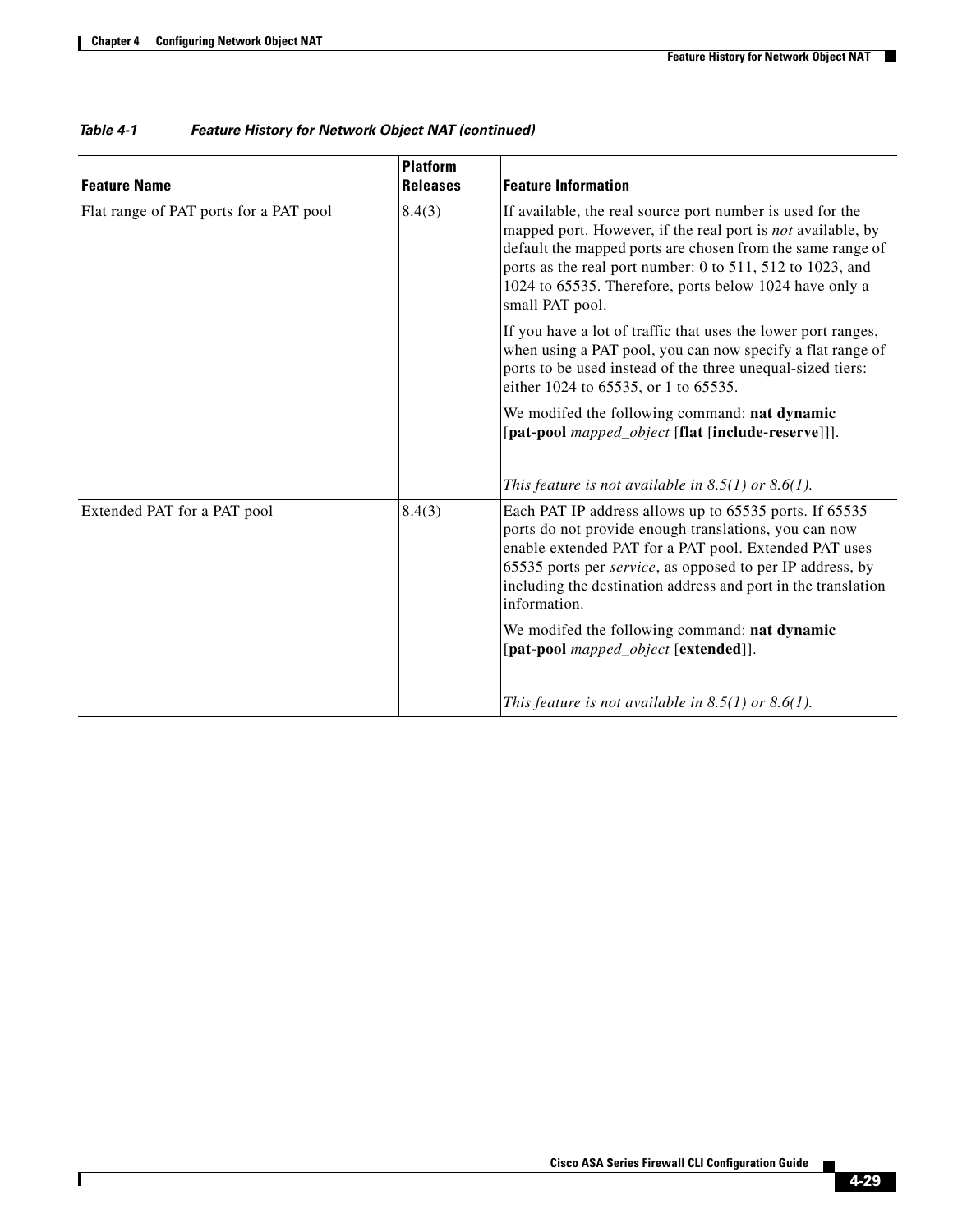Table 4-1 Feature History for Network Object NAT (continued)

| Feature Name | Platform Releases | Feature Information |
| --- | --- | --- |
| Flat range of PAT ports for a PAT pool | 8.4(3) | If available, the real source port number is used for the mapped port. However, if the real port is *not* available, by default the mapped ports are chosen from the same range of ports as the real port number: 0 to 511, 512 to 1023, and 1024 to 65535. Therefore, ports below 1024 have only a small PAT pool.<br><br>If you have a lot of traffic that uses the lower port ranges, when using a PAT pool, you can now specify a flat range of ports to be used instead of the three unequal-sized tiers: either 1024 to 65535, or 1 to 65535.<br><br>We modifed the following command: **nat dynamic** [**pat-pool** *mapped_object* [**flat** [**include-reserve**]]].<br><br>*This feature is not available in 8.5(1) or 8.6(1).* |
| Extended PAT for a PAT pool | 8.4(3) | Each PAT IP address allows up to 65535 ports. If 65535 ports do not provide enough translations, you can now enable extended PAT for a PAT pool. Extended PAT uses 65535 ports per *service*, as opposed to per IP address, by including the destination address and port in the translation information.<br><br>We modifed the following command: **nat dynamic** [**pat-pool** *mapped_object* [**extended**]].<br><br>*This feature is not available in 8.5(1) or 8.6(1).* |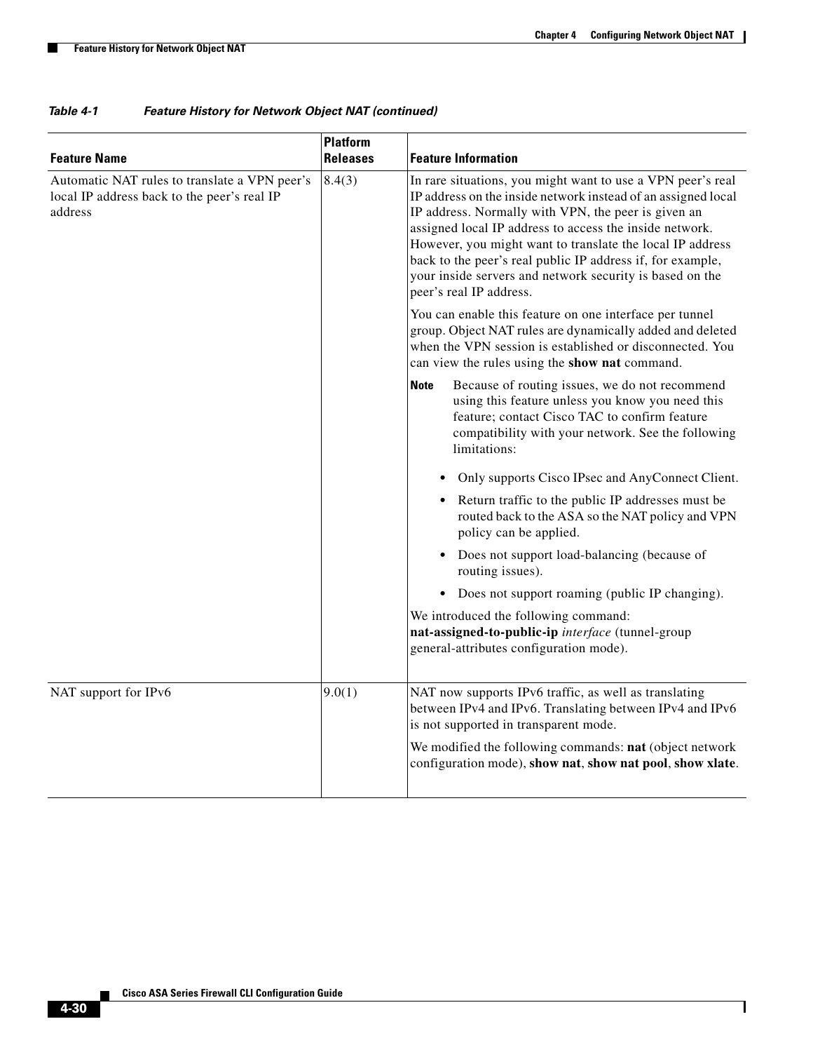Table 4-1 Feature History for Network Object NAT (continued)

| Feature Name | Platform Releases | Feature Information |
|---|---|---|
| Automatic NAT rules to translate a VPN peer's local IP address back to the peer's real IP address | 8.4(3) | In rare situations, you might want to use a VPN peer's real IP address on the inside network instead of an assigned local IP address. Normally with VPN, the peer is given an assigned local IP address to access the inside network. However, you might want to translate the local IP address back to the peer's real public IP address if, for example, your inside servers and network security is based on the peer's real IP address.<br><br>You can enable this feature on one interface per tunnel group. Object NAT rules are dynamically added and deleted when the VPN session is established or disconnected. You can view the rules using the **show nat** command.<br><br>**Note** Because of routing issues, we do not recommend using this feature unless you know you need this feature; contact Cisco TAC to confirm feature compatibility with your network. See the following limitations:<br><br>• Only supports Cisco IPsec and AnyConnect Client.<br>• Return traffic to the public IP addresses must be routed back to the ASA so the NAT policy and VPN policy can be applied.<br>• Does not support load-balancing (because of routing issues).<br>• Does not support roaming (public IP changing).<br><br>We introduced the following command: **nat-assigned-to-public-ip** *interface* (tunnel-group general-attributes configuration mode). |
| NAT support for IPv6 | 9.0(1) | NAT now supports IPv6 traffic, as well as translating between IPv4 and IPv6. Translating between IPv4 and IPv6 is not supported in transparent mode.<br><br>We modified the following commands: **nat** (object network configuration mode), **show nat**, **show nat pool**, **show xlate**. |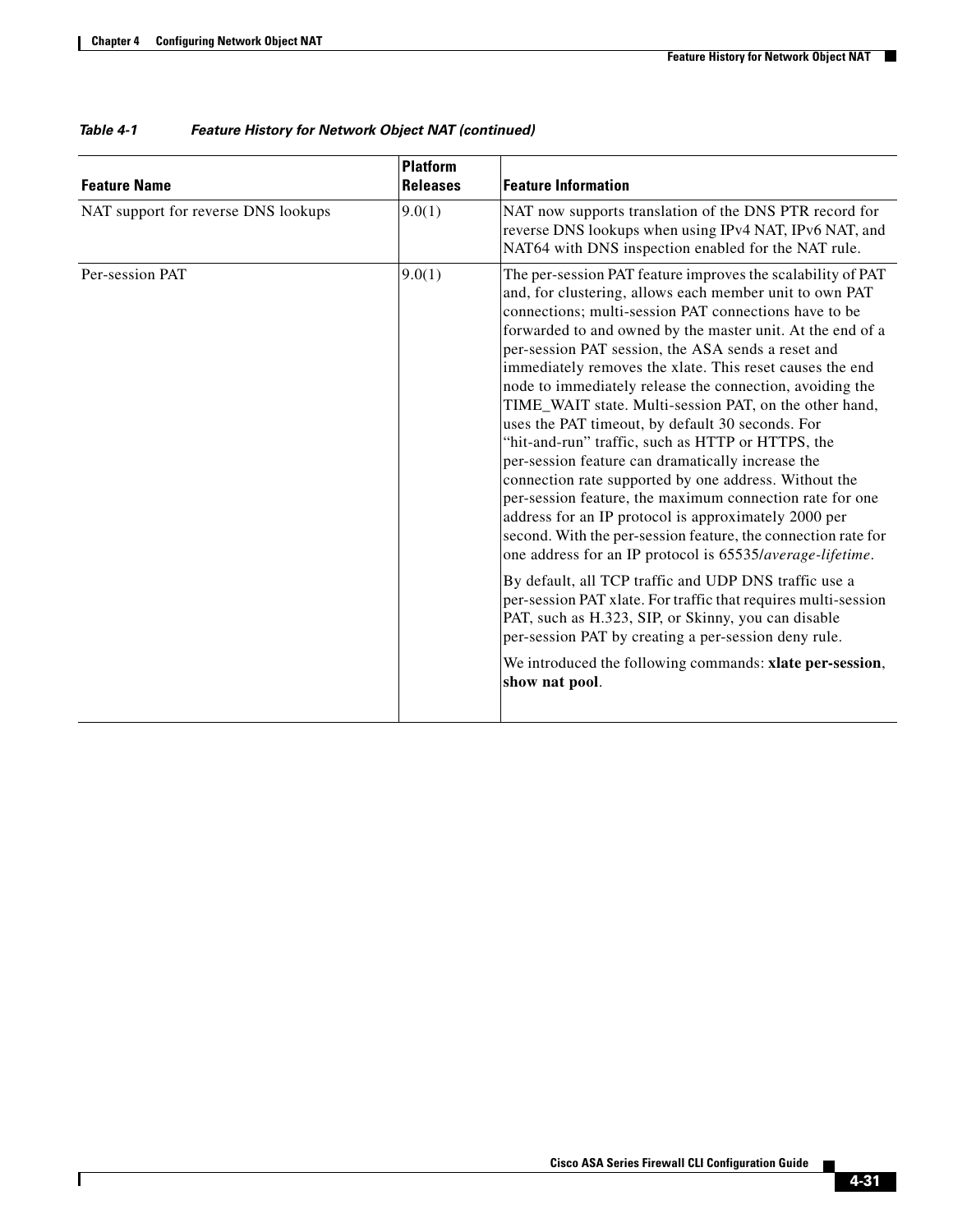Table 4-1 Feature History for Network Object NAT (continued)

| Feature Name | Platform Releases | Feature Information |
|---|---|---|
| NAT support for reverse DNS lookups | 9.0(1) | NAT now supports translation of the DNS PTR record for reverse DNS lookups when using IPv4 NAT, IPv6 NAT, and NAT64 with DNS inspection enabled for the NAT rule. |
| Per-session PAT | 9.0(1) | The per-session PAT feature improves the scalability of PAT and, for clustering, allows each member unit to own PAT connections; multi-session PAT connections have to be forwarded to and owned by the master unit. At the end of a per-session PAT session, the ASA sends a reset and immediately removes the xlate. This reset causes the end node to immediately release the connection, avoiding the TIME_WAIT state. Multi-session PAT, on the other hand, uses the PAT timeout, by default 30 seconds. For "hit-and-run" traffic, such as HTTP or HTTPS, the per-session feature can dramatically increase the connection rate supported by one address. Without the per-session feature, the maximum connection rate for one address for an IP protocol is approximately 2000 per second. With the per-session feature, the connection rate for one address for an IP protocol is 65535/*average-lifetime*. <br><br> By default, all TCP traffic and UDP DNS traffic use a per-session PAT xlate. For traffic that requires multi-session PAT, such as H.323, SIP, or Skinny, you can disable per-session PAT by creating a per-session deny rule. <br><br> We introduced the following commands: **xlate per-session**, **show nat pool**. |